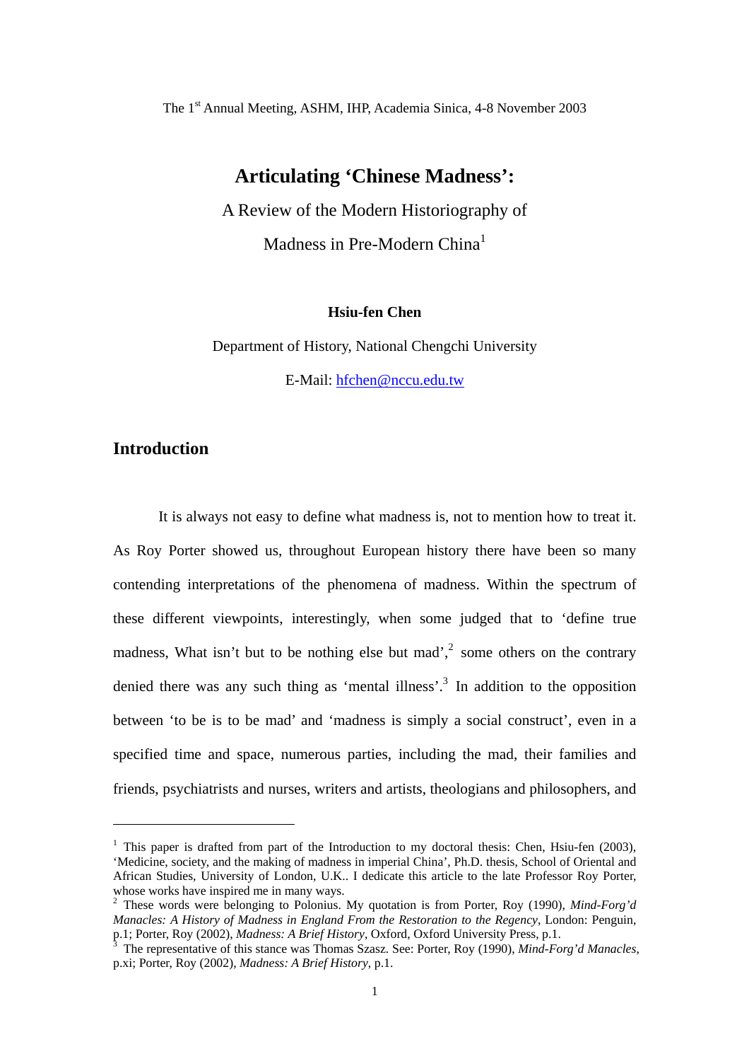The 1st Annual Meeting, ASHM, IHP, Academia Sinica, 4-8 November 2003

# Articulating 'Chinese Madness':

A Review of the Modern Historiography of

Madness in Pre-Modern China[1]

**Hsiu-fen Chen**

Department of History, National Chengchi University

E-Mail: hfchen@nccu.edu.tw

## Introduction

It is always not easy to define what madness is, not to mention how to treat it. As Roy Porter showed us, throughout European history there have been so many contending interpretations of the phenomena of madness. Within the spectrum of these different viewpoints, interestingly, when some judged that to 'define true madness, What isn't but to be nothing else but mad',[2] some others on the contrary denied there was any such thing as 'mental illness'.[3] In addition to the opposition between 'to be is to be mad' and 'madness is simply a social construct', even in a specified time and space, numerous parties, including the mad, their families and friends, psychiatrists and nurses, writers and artists, theologians and philosophers, and

---

[1] This paper is drafted from part of the Introduction to my doctoral thesis: Chen, Hsiu-fen (2003), 'Medicine, society, and the making of madness in imperial China', Ph.D. thesis, School of Oriental and African Studies, University of London, U.K.. I dedicate this article to the late Professor Roy Porter, whose works have inspired me in many ways.

[2] These words were belonging to Polonius. My quotation is from Porter, Roy (1990), *Mind-Forg'd Manacles: A History of Madness in England From the Restoration to the Regency*, London: Penguin, p.1; Porter, Roy (2002), *Madness: A Brief History*, Oxford, Oxford University Press, p.1.

[3] The representative of this stance was Thomas Szasz. See: Porter, Roy (1990), *Mind-Forg'd Manacles*, p.xi; Porter, Roy (2002), *Madness: A Brief History*, p.1.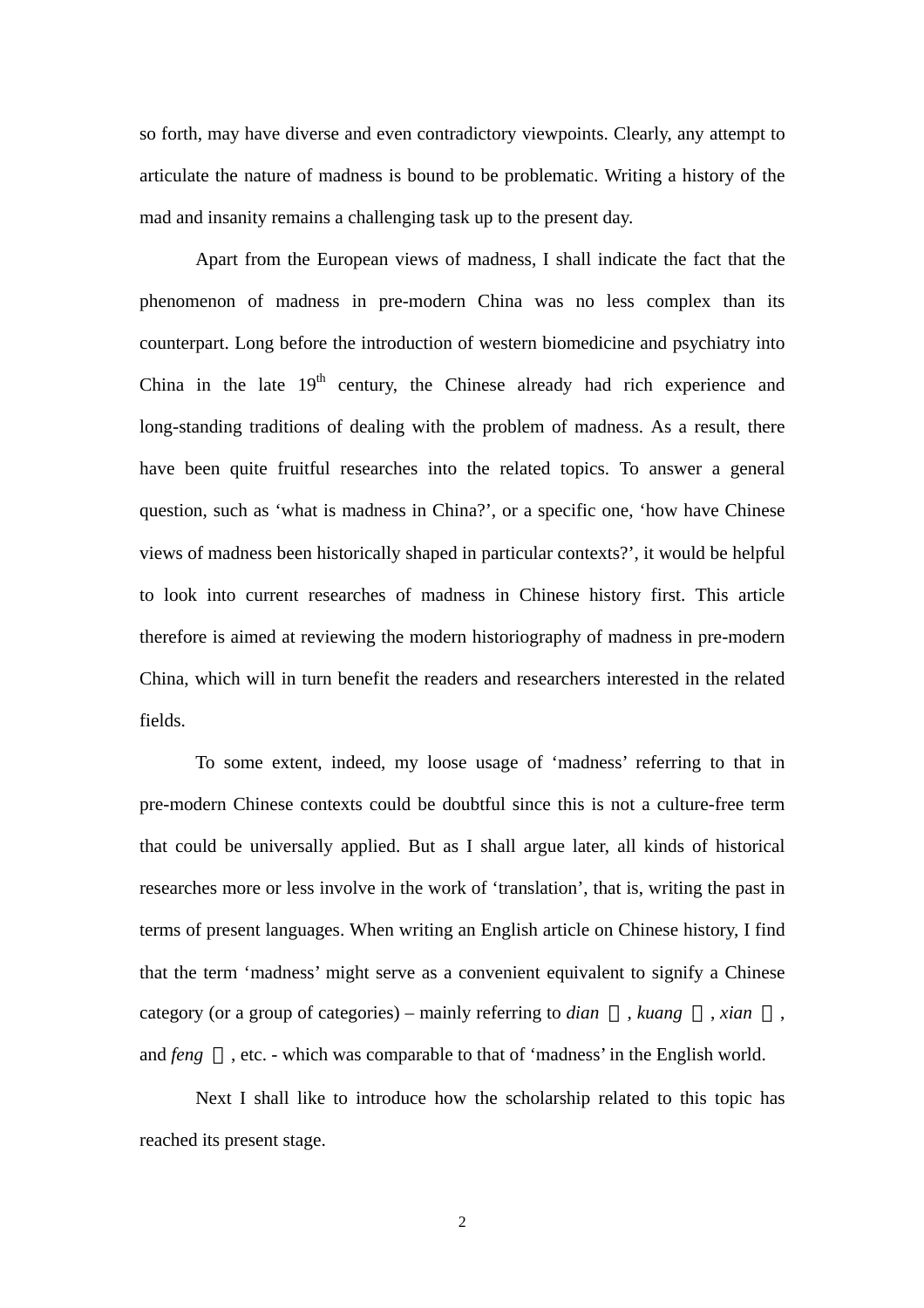so forth, may have diverse and even contradictory viewpoints. Clearly, any attempt to articulate the nature of madness is bound to be problematic. Writing a history of the mad and insanity remains a challenging task up to the present day.

Apart from the European views of madness, I shall indicate the fact that the phenomenon of madness in pre-modern China was no less complex than its counterpart. Long before the introduction of western biomedicine and psychiatry into China in the late 19th century, the Chinese already had rich experience and long-standing traditions of dealing with the problem of madness. As a result, there have been quite fruitful researches into the related topics. To answer a general question, such as 'what is madness in China?', or a specific one, 'how have Chinese views of madness been historically shaped in particular contexts?', it would be helpful to look into current researches of madness in Chinese history first. This article therefore is aimed at reviewing the modern historiography of madness in pre-modern China, which will in turn benefit the readers and researchers interested in the related fields.

To some extent, indeed, my loose usage of 'madness' referring to that in pre-modern Chinese contexts could be doubtful since this is not a culture-free term that could be universally applied. But as I shall argue later, all kinds of historical researches more or less involve in the work of 'translation', that is, writing the past in terms of present languages. When writing an English article on Chinese history, I find that the term 'madness' might serve as a convenient equivalent to signify a Chinese category (or a group of categories) – mainly referring to *dian* □, *kuang* □, *xian* □, and *feng* □, etc. - which was comparable to that of 'madness' in the English world.

Next I shall like to introduce how the scholarship related to this topic has reached its present stage.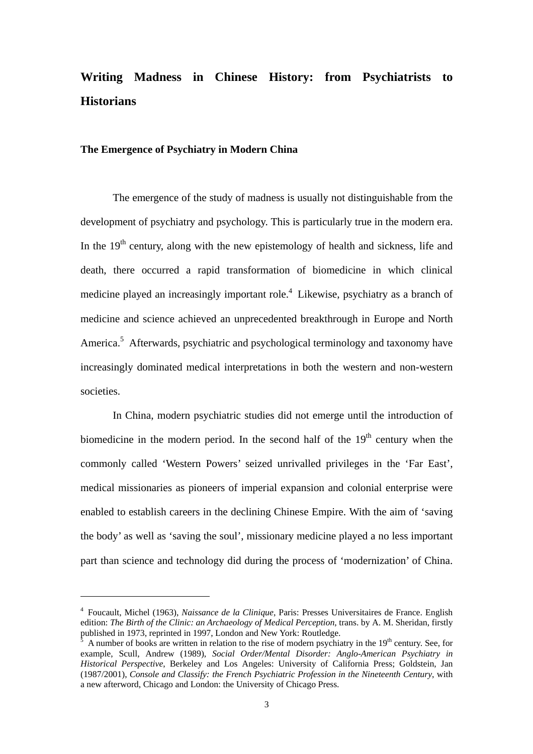# Writing Madness in Chinese History: from Psychiatrists to Historians

### The Emergence of Psychiatry in Modern China

The emergence of the study of madness is usually not distinguishable from the development of psychiatry and psychology. This is particularly true in the modern era. In the 19th century, along with the new epistemology of health and sickness, life and death, there occurred a rapid transformation of biomedicine in which clinical medicine played an increasingly important role.[4] Likewise, psychiatry as a branch of medicine and science achieved an unprecedented breakthrough in Europe and North America.[5] Afterwards, psychiatric and psychological terminology and taxonomy have increasingly dominated medical interpretations in both the western and non-western societies.

In China, modern psychiatric studies did not emerge until the introduction of biomedicine in the modern period. In the second half of the 19th century when the commonly called 'Western Powers' seized unrivalled privileges in the 'Far East', medical missionaries as pioneers of imperial expansion and colonial enterprise were enabled to establish careers in the declining Chinese Empire. With the aim of 'saving the body' as well as 'saving the soul', missionary medicine played a no less important part than science and technology did during the process of 'modernization' of China.

---

[4] Foucault, Michel (1963), *Naissance de la Clinique*, Paris: Presses Universitaires de France. English edition: *The Birth of the Clinic: an Archaeology of Medical Perception*, trans. by A. M. Sheridan, firstly published in 1973, reprinted in 1997, London and New York: Routledge.

[5] A number of books are written in relation to the rise of modern psychiatry in the 19th century. See, for example, Scull, Andrew (1989), *Social Order/Mental Disorder: Anglo-American Psychiatry in Historical Perspective*, Berkeley and Los Angeles: University of California Press; Goldstein, Jan (1987/2001), *Console and Classify: the French Psychiatric Profession in the Nineteenth Century*, with a new afterword, Chicago and London: the University of Chicago Press.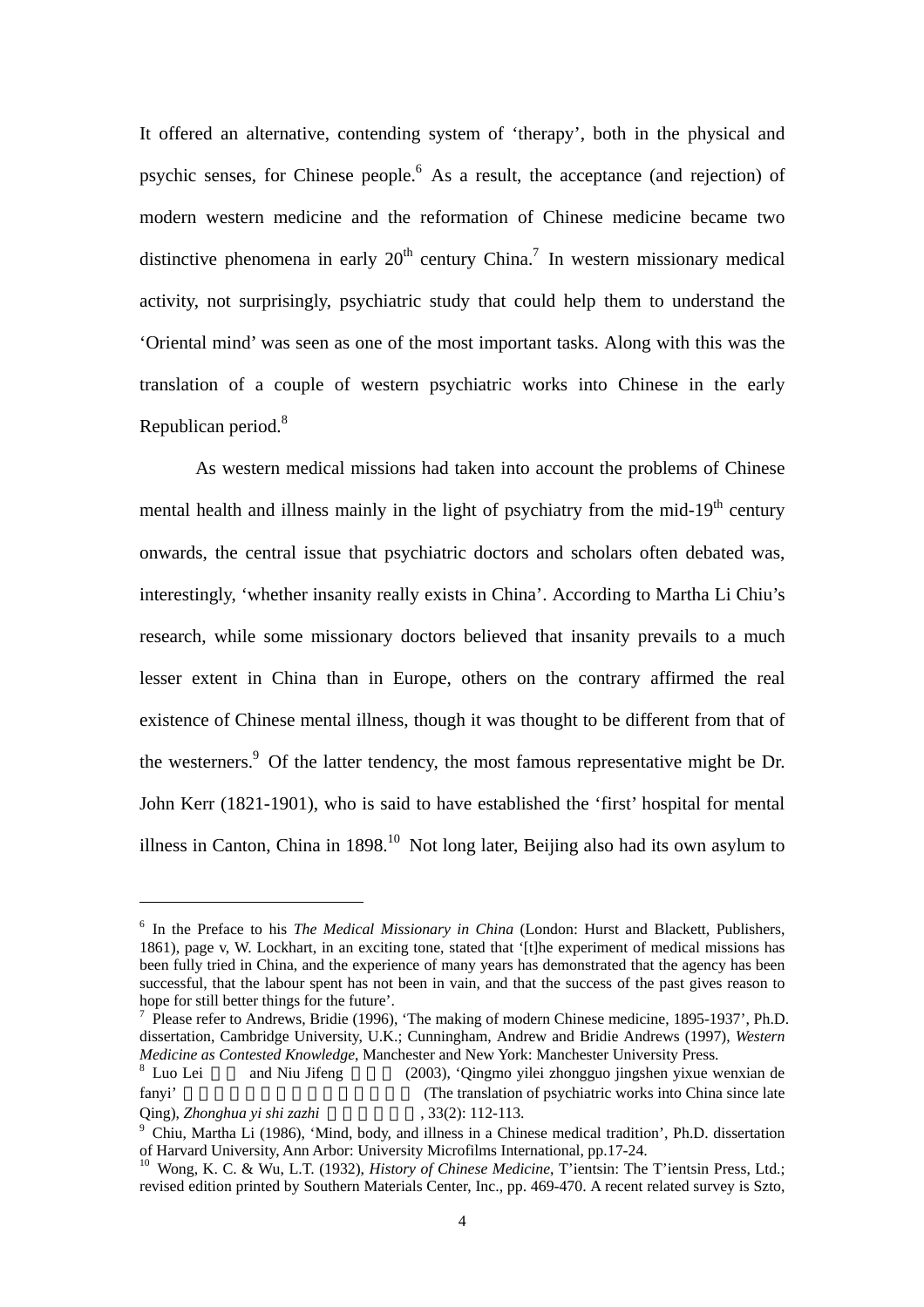It offered an alternative, contending system of 'therapy', both in the physical and psychic senses, for Chinese people.[6] As a result, the acceptance (and rejection) of modern western medicine and the reformation of Chinese medicine became two distinctive phenomena in early 20th century China.[7] In western missionary medical activity, not surprisingly, psychiatric study that could help them to understand the 'Oriental mind' was seen as one of the most important tasks. Along with this was the translation of a couple of western psychiatric works into Chinese in the early Republican period.[8]

As western medical missions had taken into account the problems of Chinese mental health and illness mainly in the light of psychiatry from the mid-19th century onwards, the central issue that psychiatric doctors and scholars often debated was, interestingly, 'whether insanity really exists in China'. According to Martha Li Chiu's research, while some missionary doctors believed that insanity prevails to a much lesser extent in China than in Europe, others on the contrary affirmed the real existence of Chinese mental illness, though it was thought to be different from that of the westerners.[9] Of the latter tendency, the most famous representative might be Dr. John Kerr (1821-1901), who is said to have established the 'first' hospital for mental illness in Canton, China in 1898.[10] Not long later, Beijing also had its own asylum to

---

[6] In the Preface to his *The Medical Missionary in China* (London: Hurst and Blackett, Publishers, 1861), page v, W. Lockhart, in an exciting tone, stated that '[t]he experiment of medical missions has been fully tried in China, and the experience of many years has demonstrated that the agency has been successful, that the labour spent has not been in vain, and that the success of the past gives reason to hope for still better things for the future'.

[7] Please refer to Andrews, Bridie (1996), 'The making of modern Chinese medicine, 1895-1937', Ph.D. dissertation, Cambridge University, U.K.; Cunningham, Andrew and Bridie Andrews (1997), *Western Medicine as Contested Knowledge*, Manchester and New York: Manchester University Press.

[8] Luo Lei and Niu Jifeng (2003), 'Qingmo yilei zhongguo jingshen yixue wenxian de fanyi' (The translation of psychiatric works into China since late Qing), *Zhonghua yi shi zazhi*, 33(2): 112-113.

[9] Chiu, Martha Li (1986), 'Mind, body, and illness in a Chinese medical tradition', Ph.D. dissertation of Harvard University, Ann Arbor: University Microfilms International, pp.17-24.

[10] Wong, K. C. & Wu, L.T. (1932), *History of Chinese Medicine*, T'ientsin: The T'ientsin Press, Ltd.; revised edition printed by Southern Materials Center, Inc., pp. 469-470. A recent related survey is Szto,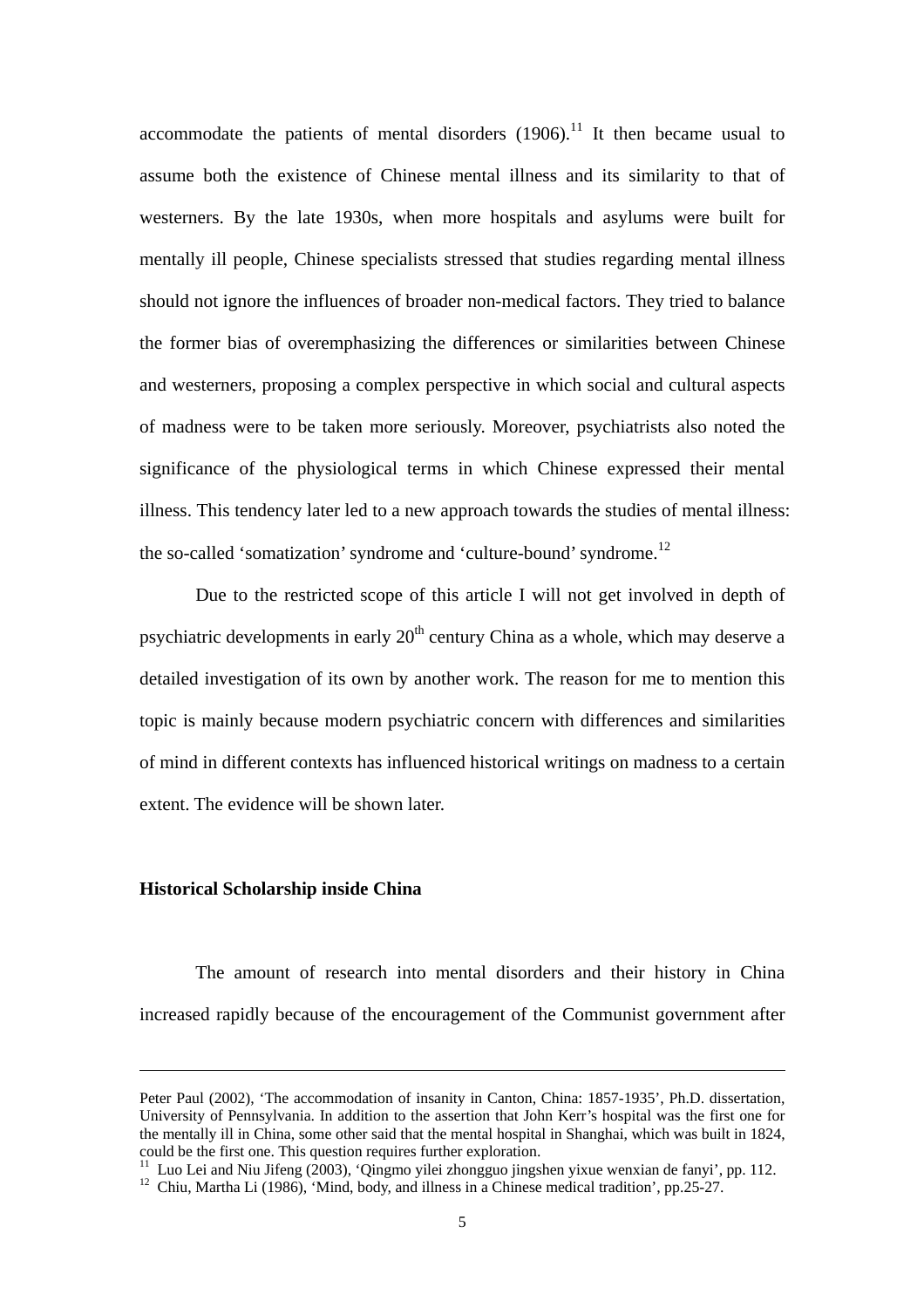accommodate the patients of mental disorders (1906).[11] It then became usual to assume both the existence of Chinese mental illness and its similarity to that of westerners. By the late 1930s, when more hospitals and asylums were built for mentally ill people, Chinese specialists stressed that studies regarding mental illness should not ignore the influences of broader non-medical factors. They tried to balance the former bias of overemphasizing the differences or similarities between Chinese and westerners, proposing a complex perspective in which social and cultural aspects of madness were to be taken more seriously. Moreover, psychiatrists also noted the significance of the physiological terms in which Chinese expressed their mental illness. This tendency later led to a new approach towards the studies of mental illness: the so-called 'somatization' syndrome and 'culture-bound' syndrome.[12]

Due to the restricted scope of this article I will not get involved in depth of psychiatric developments in early 20th century China as a whole, which may deserve a detailed investigation of its own by another work. The reason for me to mention this topic is mainly because modern psychiatric concern with differences and similarities of mind in different contexts has influenced historical writings on madness to a certain extent. The evidence will be shown later.

**Historical Scholarship inside China**

The amount of research into mental disorders and their history in China increased rapidly because of the encouragement of the Communist government after

---

Peter Paul (2002), 'The accommodation of insanity in Canton, China: 1857-1935', Ph.D. dissertation, University of Pennsylvania. In addition to the assertion that John Kerr's hospital was the first one for the mentally ill in China, some other said that the mental hospital in Shanghai, which was built in 1824, could be the first one. This question requires further exploration.

[11] Luo Lei and Niu Jifeng (2003), 'Qingmo yilei zhongguo jingshen yixue wenxian de fanyi', pp. 112.

[12] Chiu, Martha Li (1986), 'Mind, body, and illness in a Chinese medical tradition', pp.25-27.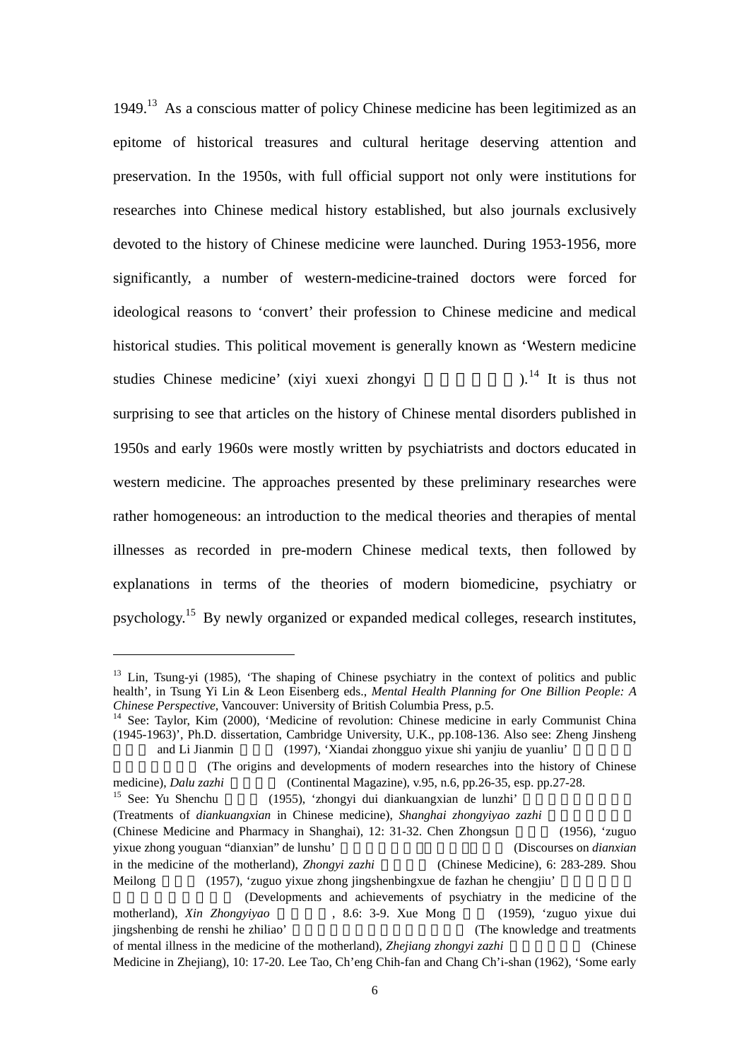1949.[13] As a conscious matter of policy Chinese medicine has been legitimized as an epitome of historical treasures and cultural heritage deserving attention and preservation. In the 1950s, with full official support not only were institutions for researches into Chinese medical history established, but also journals exclusively devoted to the history of Chinese medicine were launched. During 1953-1956, more significantly, a number of western-medicine-trained doctors were forced for ideological reasons to 'convert' their profession to Chinese medicine and medical historical studies. This political movement is generally known as 'Western medicine studies Chinese medicine' (xiyi xuexi zhongyi 西醫學習中醫).[14] It is thus not surprising to see that articles on the history of Chinese mental disorders published in 1950s and early 1960s were mostly written by psychiatrists and doctors educated in western medicine. The approaches presented by these preliminary researches were rather homogeneous: an introduction to the medical theories and therapies of mental illnesses as recorded in pre-modern Chinese medical texts, then followed by explanations in terms of the theories of modern biomedicine, psychiatry or psychology.[15] By newly organized or expanded medical colleges, research institutes,

---

[13] Lin, Tsung-yi (1985), 'The shaping of Chinese psychiatry in the context of politics and public health', in Tsung Yi Lin & Leon Eisenberg eds., *Mental Health Planning for One Billion People: A Chinese Perspective*, Vancouver: University of British Columbia Press, p.5.

[14] See: Taylor, Kim (2000), 'Medicine of revolution: Chinese medicine in early Communist China (1945-1963)', Ph.D. dissertation, Cambridge University, U.K., pp.108-136. Also see: Zheng Jinsheng 鄭金生 and Li Jianmin 李建民 (1997), 'Xiandai zhongguo yixue shi yanjiu de yuanliu' 現代中國醫學史研究的源流 (The origins and developments of modern researches into the history of Chinese medicine), *Dalu zazhi* 大陸雜誌 (Continental Magazine), v.95, n.6, pp.26-35, esp. pp.27-28.

[15] See: Yu Shenchu 余慎初 (1955), 'zhongyi dui diankuangxian de lunzhi' 中醫對癲狂癇的論治 (Treatments of *diankuangxian* in Chinese medicine), *Shanghai zhongyiyao zazhi* 上海中醫藥雜誌 (Chinese Medicine and Pharmacy in Shanghai), 12: 31-32. Chen Zhongsun 陳仲蓀 (1956), 'zuguo yixue zhong youguan "dianxian" de lunshu' 祖國醫學中有關「癲癇」的論述 (Discourses on *dianxian* in the medicine of the motherland), *Zhongyi zazhi* 中醫雜誌 (Chinese Medicine), 6: 283-289. Shou Meilong 壽梅龍 (1957), 'zuguo yixue zhong jingshenbingxue de fazhan he chengjiu' 祖國醫學中精神病學的發展和成就 (Developments and achievements of psychiatry in the medicine of the motherland), *Xin Zhongyiyao* 新中醫藥, 8.6: 3-9. Xue Mong 薛蒙 (1959), 'zuguo yixue dui jingshenbing de renshi he zhiliao' 祖國醫學對精神病的認識和治療 (The knowledge and treatments of mental illness in the medicine of the motherland), *Zhejiang zhongyi zazhi* 浙江中醫雜誌 (Chinese Medicine in Zhejiang), 10: 17-20. Lee Tao, Ch'eng Chih-fan and Chang Ch'i-shan (1962), 'Some early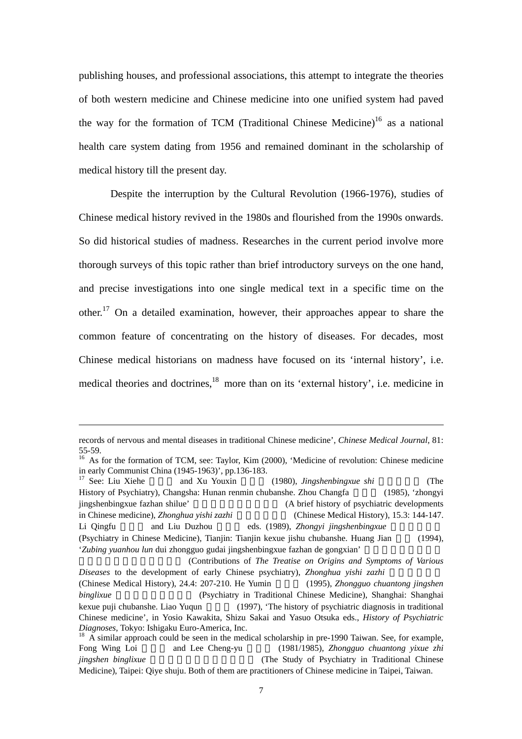publishing houses, and professional associations, this attempt to integrate the theories of both western medicine and Chinese medicine into one unified system had paved the way for the formation of TCM (Traditional Chinese Medicine)[16] as a national health care system dating from 1956 and remained dominant in the scholarship of medical history till the present day.

Despite the interruption by the Cultural Revolution (1966-1976), studies of Chinese medical history revived in the 1980s and flourished from the 1990s onwards. So did historical studies of madness. Researches in the current period involve more thorough surveys of this topic rather than brief introductory surveys on the one hand, and precise investigations into one single medical text in a specific time on the other.[17] On a detailed examination, however, their approaches appear to share the common feature of concentrating on the history of diseases. For decades, most Chinese medical historians on madness have focused on its 'internal history', i.e. medical theories and doctrines,[18] more than on its 'external history', i.e. medicine in

---

records of nervous and mental diseases in traditional Chinese medicine', *Chinese Medical Journal*, 81: 55-59.

[16] As for the formation of TCM, see: Taylor, Kim (2000), 'Medicine of revolution: Chinese medicine in early Communist China (1945-1963)', pp.136-183.

[17] See: Liu Xiehe 劉協和 and Xu Youxin 許又新 (1980), *Jingshenbingxue shi* 精神病學史 (The History of Psychiatry), Changsha: Hunan renmin chubanshe. Zhou Changfa 周長發 (1985), 'zhongyi jingshenbingxue fazhan shilue' 中醫精神病學發展史略 (A brief history of psychiatric developments in Chinese medicine), *Zhonghua yishi zazhi* 中華醫史雜誌 (Chinese Medical History), 15.3: 144-147. Li Qingfu 李清福 and Liu Duzhou 劉渡舟 eds. (1989), *Zhongyi jingshenbingxue* 中醫精神病學 (Psychiatry in Chinese Medicine), Tianjin: Tianjin kexue jishu chubanshe. Huang Jian 黃堅 (1994), '*Zubing yuanhou lun* dui zhongguo gudai jingshenbingxue fazhan de gongxian' 諸病源候論對中國古代精神病學發展的貢獻 (Contributions of *The Treatise on Origins and Symptoms of Various Diseases* to the development of early Chinese psychiatry), *Zhonghua yishi zazhi* 中華醫史雜誌 (Chinese Medical History), 24.4: 207-210. He Yumin 何裕民 (1995), *Zhongguo chuantong jingshen binglixue* 中國傳統精神病理學 (Psychiatry in Traditional Chinese Medicine), Shanghai: Shanghai kexue puji chubanshe. Liao Yuqun 廖育群 (1997), 'The history of psychiatric diagnosis in traditional Chinese medicine', in Yosio Kawakita, Shizu Sakai and Yasuo Otsuka eds., *History of Psychiatric Diagnoses*, Tokyo: Ishigaku Euro-America, Inc.

[18] A similar approach could be seen in the medical scholarship in pre-1990 Taiwan. See, for example, Fong Wing Loi 方永耐 and Lee Cheng-yu 李政育 (1981/1985), *Zhongguo chuantong yixue zhi jingshen binglixue* 中國傳統醫學之精神病理學 (The Study of Psychiatry in Traditional Chinese Medicine), Taipei: Qiye shuju. Both of them are practitioners of Chinese medicine in Taipei, Taiwan.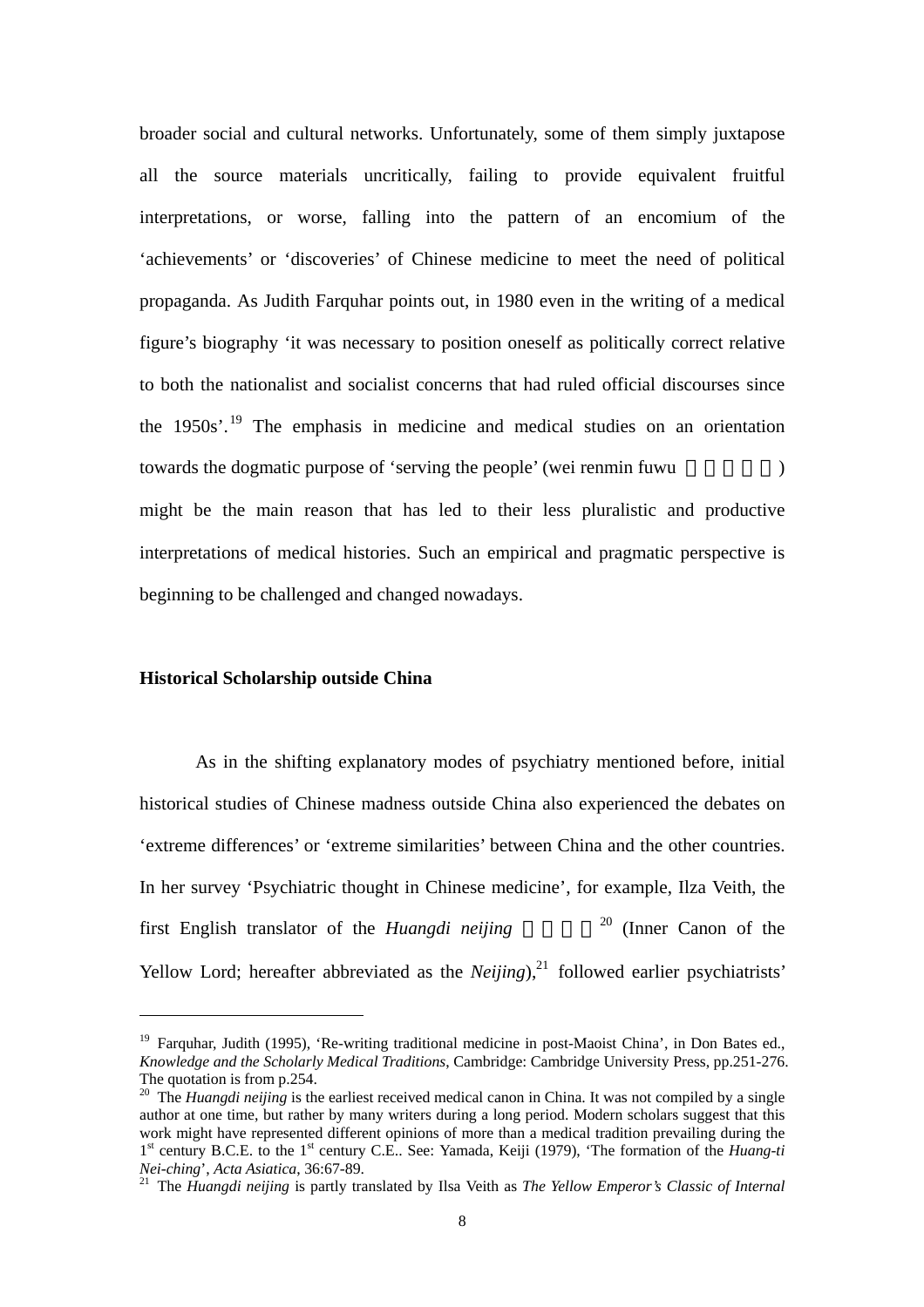broader social and cultural networks. Unfortunately, some of them simply juxtapose all the source materials uncritically, failing to provide equivalent fruitful interpretations, or worse, falling into the pattern of an encomium of the 'achievements' or 'discoveries' of Chinese medicine to meet the need of political propaganda. As Judith Farquhar points out, in 1980 even in the writing of a medical figure's biography 'it was necessary to position oneself as politically correct relative to both the nationalist and socialist concerns that had ruled official discourses since the 1950s'.[19] The emphasis in medicine and medical studies on an orientation towards the dogmatic purpose of 'serving the people' (wei renmin fuwu 為人民服務) might be the main reason that has led to their less pluralistic and productive interpretations of medical histories. Such an empirical and pragmatic perspective is beginning to be challenged and changed nowadays.

**Historical Scholarship outside China**

As in the shifting explanatory modes of psychiatry mentioned before, initial historical studies of Chinese madness outside China also experienced the debates on 'extreme differences' or 'extreme similarities' between China and the other countries. In her survey 'Psychiatric thought in Chinese medicine', for example, Ilza Veith, the first English translator of the *Huangdi neijing* 黃帝內經[20] (Inner Canon of the Yellow Lord; hereafter abbreviated as the *Neijing*),[21] followed earlier psychiatrists'

---

[19] Farquhar, Judith (1995), 'Re-writing traditional medicine in post-Maoist China', in Don Bates ed., *Knowledge and the Scholarly Medical Traditions*, Cambridge: Cambridge University Press, pp.251-276. The quotation is from p.254.

[20] The *Huangdi neijing* is the earliest received medical canon in China. It was not compiled by a single author at one time, but rather by many writers during a long period. Modern scholars suggest that this work might have represented different opinions of more than a medical tradition prevailing during the 1st century B.C.E. to the 1st century C.E.. See: Yamada, Keiji (1979), 'The formation of the *Huang-ti Nei-ching*', *Acta Asiatica*, 36:67-89.

[21] The *Huangdi neijing* is partly translated by Ilsa Veith as *The Yellow Emperor's Classic of Internal*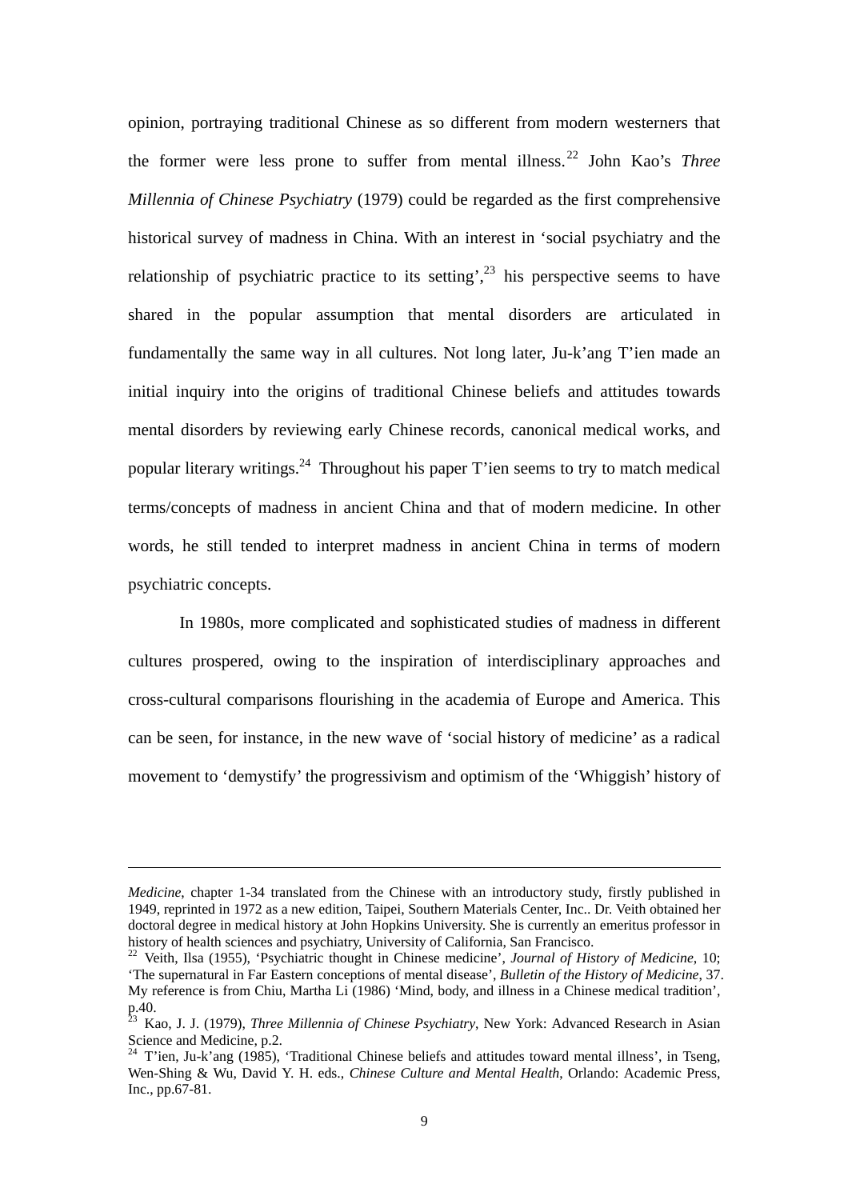opinion, portraying traditional Chinese as so different from modern westerners that the former were less prone to suffer from mental illness.[22] John Kao's *Three Millennia of Chinese Psychiatry* (1979) could be regarded as the first comprehensive historical survey of madness in China. With an interest in 'social psychiatry and the relationship of psychiatric practice to its setting',[23] his perspective seems to have shared in the popular assumption that mental disorders are articulated in fundamentally the same way in all cultures. Not long later, Ju-k'ang T'ien made an initial inquiry into the origins of traditional Chinese beliefs and attitudes towards mental disorders by reviewing early Chinese records, canonical medical works, and popular literary writings.[24] Throughout his paper T'ien seems to try to match medical terms/concepts of madness in ancient China and that of modern medicine. In other words, he still tended to interpret madness in ancient China in terms of modern psychiatric concepts.

In 1980s, more complicated and sophisticated studies of madness in different cultures prospered, owing to the inspiration of interdisciplinary approaches and cross-cultural comparisons flourishing in the academia of Europe and America. This can be seen, for instance, in the new wave of 'social history of medicine' as a radical movement to 'demystify' the progressivism and optimism of the 'Whiggish' history of

---

*Medicine*, chapter 1-34 translated from the Chinese with an introductory study, firstly published in 1949, reprinted in 1972 as a new edition, Taipei, Southern Materials Center, Inc.. Dr. Veith obtained her doctoral degree in medical history at John Hopkins University. She is currently an emeritus professor in history of health sciences and psychiatry, University of California, San Francisco.

[22] Veith, Ilsa (1955), 'Psychiatric thought in Chinese medicine', *Journal of History of Medicine*, 10; 'The supernatural in Far Eastern conceptions of mental disease', *Bulletin of the History of Medicine*, 37. My reference is from Chiu, Martha Li (1986) 'Mind, body, and illness in a Chinese medical tradition', p.40.

[23] Kao, J. J. (1979), *Three Millennia of Chinese Psychiatry*, New York: Advanced Research in Asian Science and Medicine, p.2.

[24] T'ien, Ju-k'ang (1985), 'Traditional Chinese beliefs and attitudes toward mental illness', in Tseng, Wen-Shing & Wu, David Y. H. eds., *Chinese Culture and Mental Health*, Orlando: Academic Press, Inc., pp.67-81.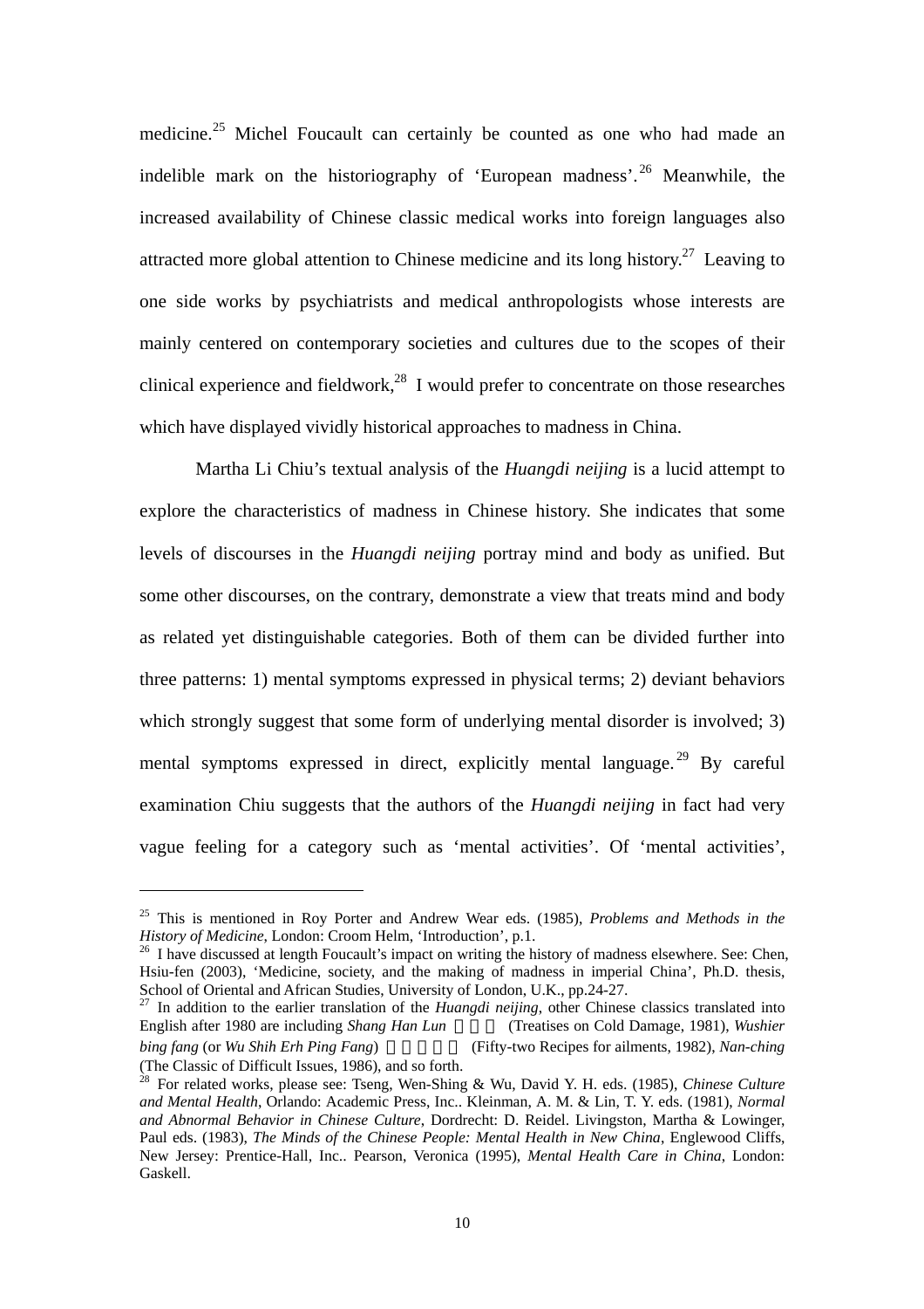medicine.[25] Michel Foucault can certainly be counted as one who had made an indelible mark on the historiography of 'European madness'.[26] Meanwhile, the increased availability of Chinese classic medical works into foreign languages also attracted more global attention to Chinese medicine and its long history.[27] Leaving to one side works by psychiatrists and medical anthropologists whose interests are mainly centered on contemporary societies and cultures due to the scopes of their clinical experience and fieldwork,[28] I would prefer to concentrate on those researches which have displayed vividly historical approaches to madness in China.

Martha Li Chiu's textual analysis of the *Huangdi neijing* is a lucid attempt to explore the characteristics of madness in Chinese history. She indicates that some levels of discourses in the *Huangdi neijing* portray mind and body as unified. But some other discourses, on the contrary, demonstrate a view that treats mind and body as related yet distinguishable categories. Both of them can be divided further into three patterns: 1) mental symptoms expressed in physical terms; 2) deviant behaviors which strongly suggest that some form of underlying mental disorder is involved; 3) mental symptoms expressed in direct, explicitly mental language.[29] By careful examination Chiu suggests that the authors of the *Huangdi neijing* in fact had very vague feeling for a category such as 'mental activities'. Of 'mental activities',

---

[25] This is mentioned in Roy Porter and Andrew Wear eds. (1985), *Problems and Methods in the History of Medicine*, London: Croom Helm, 'Introduction', p.1.

[26] I have discussed at length Foucault's impact on writing the history of madness elsewhere. See: Chen, Hsiu-fen (2003), 'Medicine, society, and the making of madness in imperial China', Ph.D. thesis, School of Oriental and African Studies, University of London, U.K., pp.24-27.

[27] In addition to the earlier translation of the *Huangdi neijing*, other Chinese classics translated into English after 1980 are including *Shang Han Lun* 傷寒論 (Treatises on Cold Damage, 1981), *Wushier bing fang* (or *Wu Shih Erh Ping Fang*) 五十二病方 (Fifty-two Recipes for ailments, 1982), *Nan-ching* (The Classic of Difficult Issues, 1986), and so forth.

[28] For related works, please see: Tseng, Wen-Shing & Wu, David Y. H. eds. (1985), *Chinese Culture and Mental Health*, Orlando: Academic Press, Inc.. Kleinman, A. M. & Lin, T. Y. eds. (1981), *Normal and Abnormal Behavior in Chinese Culture*, Dordrecht: D. Reidel. Livingston, Martha & Lowinger, Paul eds. (1983), *The Minds of the Chinese People: Mental Health in New China*, Englewood Cliffs, New Jersey: Prentice-Hall, Inc.. Pearson, Veronica (1995), *Mental Health Care in China*, London: Gaskell.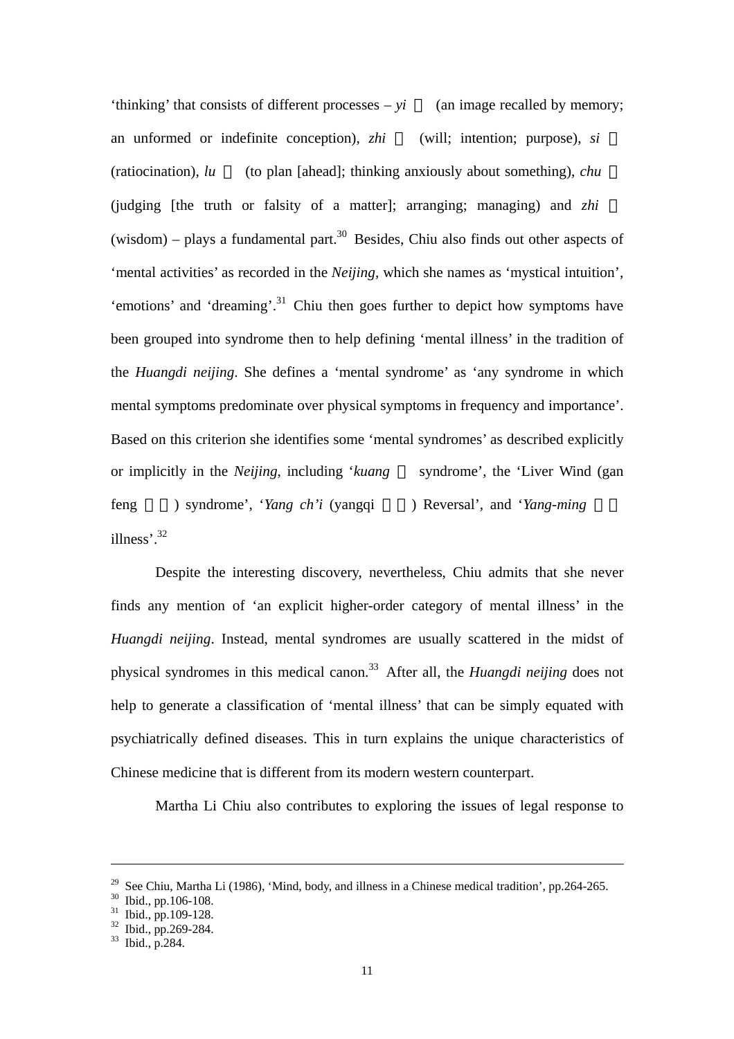'thinking' that consists of different processes – *yi* (an image recalled by memory; an unformed or indefinite conception), *zhi* (will; intention; purpose), *si* (ratiocination), *lu* (to plan [ahead]; thinking anxiously about something), *chu* (judging [the truth or falsity of a matter]; arranging; managing) and *zhi* (wisdom) – plays a fundamental part.[30] Besides, Chiu also finds out other aspects of 'mental activities' as recorded in the *Neijing*, which she names as 'mystical intuition', 'emotions' and 'dreaming'.[31] Chiu then goes further to depict how symptoms have been grouped into syndrome then to help defining 'mental illness' in the tradition of the *Huangdi neijing*. She defines a 'mental syndrome' as 'any syndrome in which mental symptoms predominate over physical symptoms in frequency and importance'. Based on this criterion she identifies some 'mental syndromes' as described explicitly or implicitly in the *Neijing*, including '*kuang* syndrome', the 'Liver Wind (gan feng ) syndrome', '*Yang ch'i* (yangqi ) Reversal', and '*Yang-ming* illness'.[32]

Despite the interesting discovery, nevertheless, Chiu admits that she never finds any mention of 'an explicit higher-order category of mental illness' in the *Huangdi neijing*. Instead, mental syndromes are usually scattered in the midst of physical syndromes in this medical canon.[33] After all, the *Huangdi neijing* does not help to generate a classification of 'mental illness' that can be simply equated with psychiatrically defined diseases. This in turn explains the unique characteristics of Chinese medicine that is different from its modern western counterpart.

Martha Li Chiu also contributes to exploring the issues of legal response to

---

[29] See Chiu, Martha Li (1986), 'Mind, body, and illness in a Chinese medical tradition', pp.264-265.
[30] Ibid., pp.106-108.
[31] Ibid., pp.109-128.
[32] Ibid., pp.269-284.
[33] Ibid., p.284.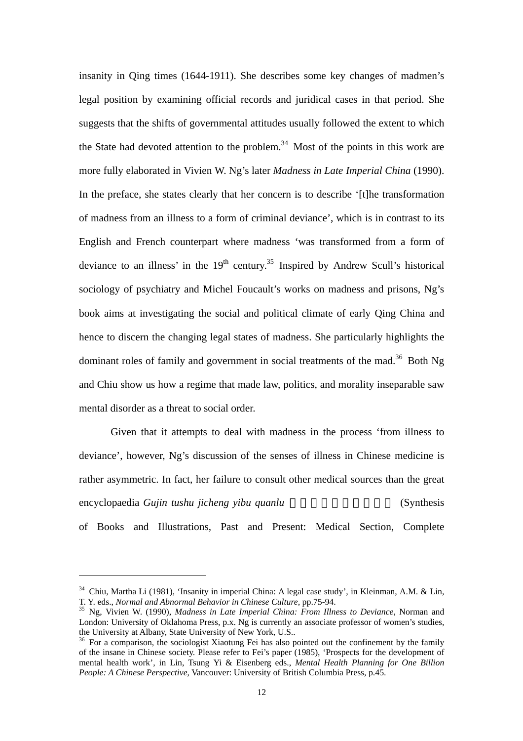insanity in Qing times (1644-1911). She describes some key changes of madmen's legal position by examining official records and juridical cases in that period. She suggests that the shifts of governmental attitudes usually followed the extent to which the State had devoted attention to the problem.[34] Most of the points in this work are more fully elaborated in Vivien W. Ng's later *Madness in Late Imperial China* (1990). In the preface, she states clearly that her concern is to describe '[t]he transformation of madness from an illness to a form of criminal deviance', which is in contrast to its English and French counterpart where madness 'was transformed from a form of deviance to an illness' in the 19th century.[35] Inspired by Andrew Scull's historical sociology of psychiatry and Michel Foucault's works on madness and prisons, Ng's book aims at investigating the social and political climate of early Qing China and hence to discern the changing legal states of madness. She particularly highlights the dominant roles of family and government in social treatments of the mad.[36] Both Ng and Chiu show us how a regime that made law, politics, and morality inseparable saw mental disorder as a threat to social order.

Given that it attempts to deal with madness in the process 'from illness to deviance', however, Ng's discussion of the senses of illness in Chinese medicine is rather asymmetric. In fact, her failure to consult other medical sources than the great encyclopaedia *Gujin tushu jicheng yibu quanlu* □□□□□□□□□□ (Synthesis of Books and Illustrations, Past and Present: Medical Section, Complete

---

[34] Chiu, Martha Li (1981), 'Insanity in imperial China: A legal case study', in Kleinman, A.M. & Lin, T. Y. eds., *Normal and Abnormal Behavior in Chinese Culture*, pp.75-94.

[35] Ng, Vivien W. (1990), *Madness in Late Imperial China: From Illness to Deviance*, Norman and London: University of Oklahoma Press, p.x. Ng is currently an associate professor of women's studies, the University at Albany, State University of New York, U.S..

[36] For a comparison, the sociologist Xiaotung Fei has also pointed out the confinement by the family of the insane in Chinese society. Please refer to Fei's paper (1985), 'Prospects for the development of mental health work', in Lin, Tsung Yi & Eisenberg eds., *Mental Health Planning for One Billion People: A Chinese Perspective*, Vancouver: University of British Columbia Press, p.45.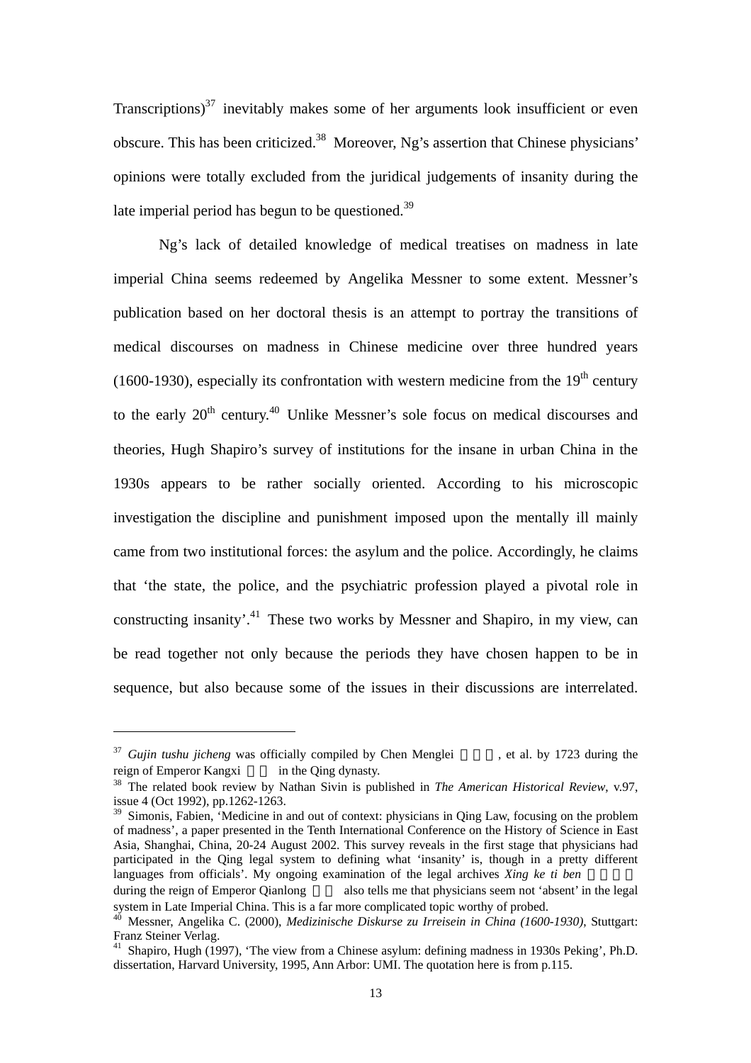Transcriptions)[37] inevitably makes some of her arguments look insufficient or even obscure. This has been criticized.[38] Moreover, Ng's assertion that Chinese physicians' opinions were totally excluded from the juridical judgements of insanity during the late imperial period has begun to be questioned.[39]

Ng's lack of detailed knowledge of medical treatises on madness in late imperial China seems redeemed by Angelika Messner to some extent. Messner's publication based on her doctoral thesis is an attempt to portray the transitions of medical discourses on madness in Chinese medicine over three hundred years (1600-1930), especially its confrontation with western medicine from the 19th century to the early 20th century.[40] Unlike Messner's sole focus on medical discourses and theories, Hugh Shapiro's survey of institutions for the insane in urban China in the 1930s appears to be rather socially oriented. According to his microscopic investigation the discipline and punishment imposed upon the mentally ill mainly came from two institutional forces: the asylum and the police. Accordingly, he claims that 'the state, the police, and the psychiatric profession played a pivotal role in constructing insanity'.[41] These two works by Messner and Shapiro, in my view, can be read together not only because the periods they have chosen happen to be in sequence, but also because some of the issues in their discussions are interrelated.

---

[37] *Gujin tushu jicheng* was officially compiled by Chen Menglei 陳夢雷, et al. by 1723 during the reign of Emperor Kangxi 康熙 in the Qing dynasty.

[38] The related book review by Nathan Sivin is published in *The American Historical Review*, v.97, issue 4 (Oct 1992), pp.1262-1263.

[39] Simonis, Fabien, 'Medicine in and out of context: physicians in Qing Law, focusing on the problem of madness', a paper presented in the Tenth International Conference on the History of Science in East Asia, Shanghai, China, 20-24 August 2002. This survey reveals in the first stage that physicians had participated in the Qing legal system to defining what 'insanity' is, though in a pretty different languages from officials'. My ongoing examination of the legal archives *Xing ke ti ben* 刑科題本 during the reign of Emperor Qianlong 乾隆 also tells me that physicians seem not 'absent' in the legal system in Late Imperial China. This is a far more complicated topic worthy of probed.

[40] Messner, Angelika C. (2000), *Medizinische Diskurse zu Irreisein in China (1600-1930)*, Stuttgart: Franz Steiner Verlag.

[41] Shapiro, Hugh (1997), 'The view from a Chinese asylum: defining madness in 1930s Peking', Ph.D. dissertation, Harvard University, 1995, Ann Arbor: UMI. The quotation here is from p.115.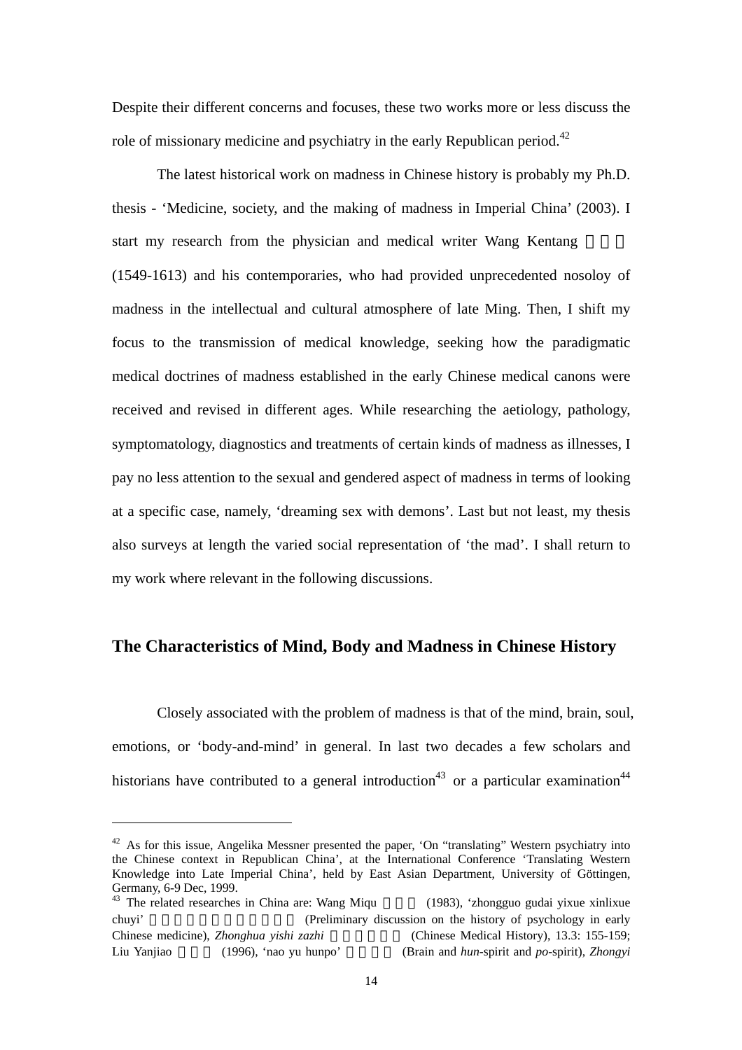Despite their different concerns and focuses, these two works more or less discuss the role of missionary medicine and psychiatry in the early Republican period.[42]

The latest historical work on madness in Chinese history is probably my Ph.D. thesis - 'Medicine, society, and the making of madness in Imperial China' (2003). I start my research from the physician and medical writer Wang Kentang (1549-1613) and his contemporaries, who had provided unprecedented nosoloy of madness in the intellectual and cultural atmosphere of late Ming. Then, I shift my focus to the transmission of medical knowledge, seeking how the paradigmatic medical doctrines of madness established in the early Chinese medical canons were received and revised in different ages. While researching the aetiology, pathology, symptomatology, diagnostics and treatments of certain kinds of madness as illnesses, I pay no less attention to the sexual and gendered aspect of madness in terms of looking at a specific case, namely, 'dreaming sex with demons'. Last but not least, my thesis also surveys at length the varied social representation of 'the mad'. I shall return to my work where relevant in the following discussions.

## The Characteristics of Mind, Body and Madness in Chinese History

Closely associated with the problem of madness is that of the mind, brain, soul, emotions, or 'body-and-mind' in general. In last two decades a few scholars and historians have contributed to a general introduction[43] or a particular examination[44]

---

[42] As for this issue, Angelika Messner presented the paper, 'On "translating" Western psychiatry into the Chinese context in Republican China', at the International Conference 'Translating Western Knowledge into Late Imperial China', held by East Asian Department, University of Göttingen, Germany, 6-9 Dec, 1999.

[43] The related researches in China are: Wang Miqu (1983), 'zhongguo gudai yixue xinlixue chuyi' (Preliminary discussion on the history of psychology in early Chinese medicine), *Zhonghua yishi zazhi* (Chinese Medical History), 13.3: 155-159; Liu Yanjiao (1996), 'nao yu hunpo' (Brain and *hun*-spirit and *po*-spirit), *Zhongyi*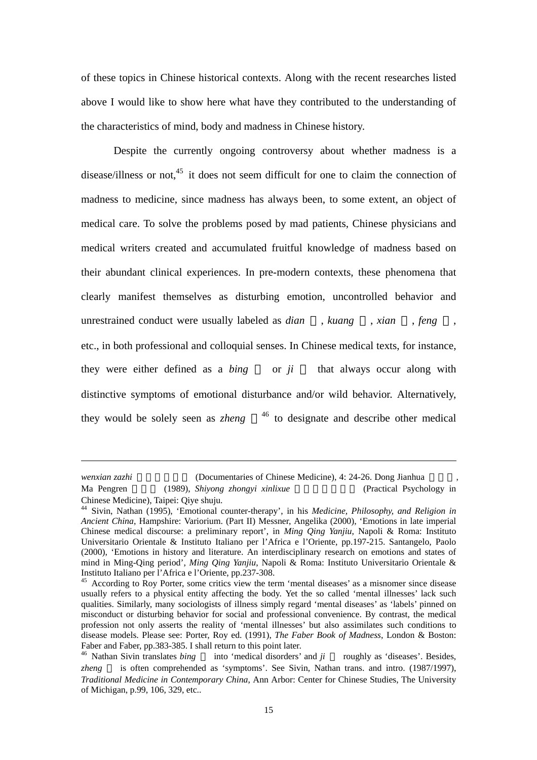of these topics in Chinese historical contexts. Along with the recent researches listed above I would like to show here what have they contributed to the understanding of the characteristics of mind, body and madness in Chinese history.

Despite the currently ongoing controversy about whether madness is a disease/illness or not,[45] it does not seem difficult for one to claim the connection of madness to medicine, since madness has always been, to some extent, an object of medical care. To solve the problems posed by mad patients, Chinese physicians and medical writers created and accumulated fruitful knowledge of madness based on their abundant clinical experiences. In pre-modern contexts, these phenomena that clearly manifest themselves as disturbing emotion, uncontrolled behavior and unrestrained conduct were usually labeled as *dian* □, *kuang* □, *xian* □, *feng* □, etc., in both professional and colloquial senses. In Chinese medical texts, for instance, they were either defined as a *bing* □ or *ji* □ that always occur along with distinctive symptoms of emotional disturbance and/or wild behavior. Alternatively, they would be solely seen as *zheng* □[46] to designate and describe other medical

---

*wenxian zazhi* □□□□□ (Documentaries of Chinese Medicine), 4: 24-26. Dong Jianhua □□□, Ma Pengren □□□ (1989), *Shiyong zhongyi xinlixue* □□□□□□ (Practical Psychology in Chinese Medicine), Taipei: Qiye shuju.

[44] Sivin, Nathan (1995), 'Emotional counter-therapy', in his *Medicine, Philosophy, and Religion in Ancient China*, Hampshire: Variorium. (Part II) Messner, Angelika (2000), 'Emotions in late imperial Chinese medical discourse: a preliminary report', in *Ming Qing Yanjiu*, Napoli & Roma: Instituto Universitario Orientale & Instituto Italiano per l'Africa e l'Oriente, pp.197-215. Santangelo, Paolo (2000), 'Emotions in history and literature. An interdisciplinary research on emotions and states of mind in Ming-Qing period', *Ming Qing Yanjiu*, Napoli & Roma: Instituto Universitario Orientale & Instituto Italiano per l'Africa e l'Oriente, pp.237-308.

[45] According to Roy Porter, some critics view the term 'mental diseases' as a misnomer since disease usually refers to a physical entity affecting the body. Yet the so called 'mental illnesses' lack such qualities. Similarly, many sociologists of illness simply regard 'mental diseases' as 'labels' pinned on misconduct or disturbing behavior for social and professional convenience. By contrast, the medical profession not only asserts the reality of 'mental illnesses' but also assimilates such conditions to disease models. Please see: Porter, Roy ed. (1991), *The Faber Book of Madness*, London & Boston: Faber and Faber, pp.383-385. I shall return to this point later.

[46] Nathan Sivin translates *bing* □ into 'medical disorders' and *ji* □ roughly as 'diseases'. Besides, *zheng* □ is often comprehended as 'symptoms'. See Sivin, Nathan trans. and intro. (1987/1997), *Traditional Medicine in Contemporary China*, Ann Arbor: Center for Chinese Studies, The University of Michigan, p.99, 106, 329, etc..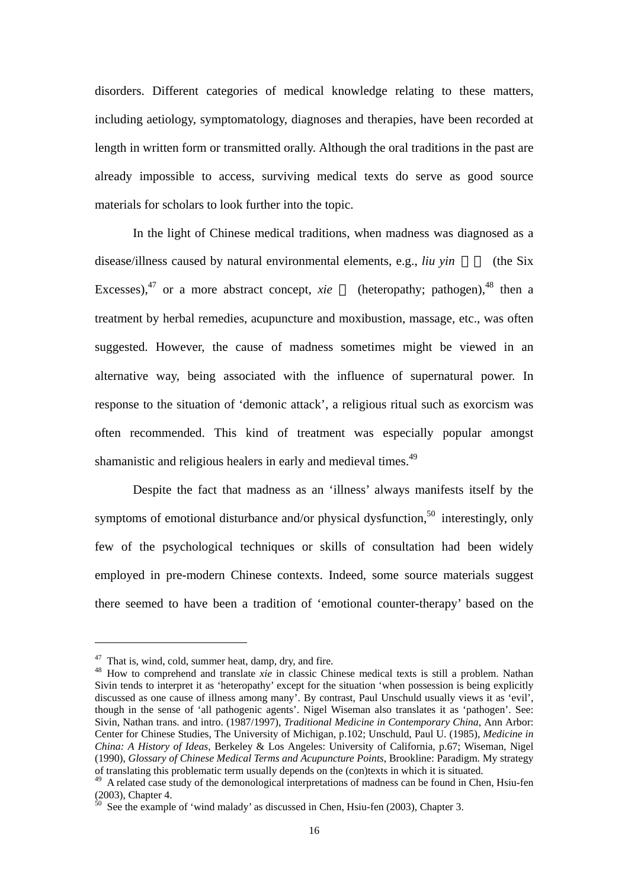disorders. Different categories of medical knowledge relating to these matters, including aetiology, symptomatology, diagnoses and therapies, have been recorded at length in written form or transmitted orally. Although the oral traditions in the past are already impossible to access, surviving medical texts do serve as good source materials for scholars to look further into the topic.

In the light of Chinese medical traditions, when madness was diagnosed as a disease/illness caused by natural environmental elements, e.g., *liu yin* (the Six Excesses),[47] or a more abstract concept, *xie* (heteropathy; pathogen),[48] then a treatment by herbal remedies, acupuncture and moxibustion, massage, etc., was often suggested. However, the cause of madness sometimes might be viewed in an alternative way, being associated with the influence of supernatural power. In response to the situation of 'demonic attack', a religious ritual such as exorcism was often recommended. This kind of treatment was especially popular amongst shamanistic and religious healers in early and medieval times.[49]

Despite the fact that madness as an 'illness' always manifests itself by the symptoms of emotional disturbance and/or physical dysfunction,[50] interestingly, only few of the psychological techniques or skills of consultation had been widely employed in pre-modern Chinese contexts. Indeed, some source materials suggest there seemed to have been a tradition of 'emotional counter-therapy' based on the

---

[47] That is, wind, cold, summer heat, damp, dry, and fire.

[48] How to comprehend and translate *xie* in classic Chinese medical texts is still a problem. Nathan Sivin tends to interpret it as 'heteropathy' except for the situation 'when possession is being explicitly discussed as one cause of illness among many'. By contrast, Paul Unschuld usually views it as 'evil', though in the sense of 'all pathogenic agents'. Nigel Wiseman also translates it as 'pathogen'. See: Sivin, Nathan trans. and intro. (1987/1997), *Traditional Medicine in Contemporary China*, Ann Arbor: Center for Chinese Studies, The University of Michigan, p.102; Unschuld, Paul U. (1985), *Medicine in China: A History of Ideas*, Berkeley & Los Angeles: University of California, p.67; Wiseman, Nigel (1990), *Glossary of Chinese Medical Terms and Acupuncture Points*, Brookline: Paradigm. My strategy of translating this problematic term usually depends on the (con)texts in which it is situated.

[49] A related case study of the demonological interpretations of madness can be found in Chen, Hsiu-fen (2003), Chapter 4.

[50] See the example of 'wind malady' as discussed in Chen, Hsiu-fen (2003), Chapter 3.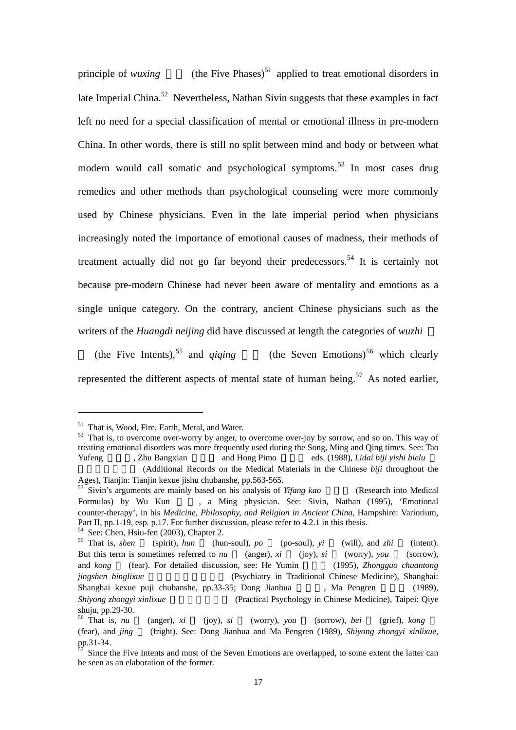principle of *wuxing* 五行 (the Five Phases)[51] applied to treat emotional disorders in late Imperial China.[52] Nevertheless, Nathan Sivin suggests that these examples in fact left no need for a special classification of mental or emotional illness in pre-modern China. In other words, there is still no split between mind and body or between what modern would call somatic and psychological symptoms.[53] In most cases drug remedies and other methods than psychological counseling were more commonly used by Chinese physicians. Even in the late imperial period when physicians increasingly noted the importance of emotional causes of madness, their methods of treatment actually did not go far beyond their predecessors.[54] It is certainly not because pre-modern Chinese had never been aware of mentality and emotions as a single unique category. On the contrary, ancient Chinese physicians such as the writers of the *Huangdi neijing* did have discussed at length the categories of *wuzhi* 五志 (the Five Intents),[55] and *qiqing* 七情 (the Seven Emotions)[56] which clearly represented the different aspects of mental state of human being.[57] As noted earlier,

---

[51] That is, Wood, Fire, Earth, Metal, and Water.

[52] That is, to overcome over-worry by anger, to overcome over-joy by sorrow, and so on. This way of treating emotional disorders was more frequently used during the Song, Ming and Qing times. See: Tao Yufeng 陶御風, Zhu Bangxian 朱邦賢 and Hong Pimo 洪丕謨 eds. (1988), *Lidai biji yishi bielu* 歷代筆記醫事別錄 (Additional Records on the Medical Materials in the Chinese *biji* throughout the Ages), Tianjin: Tianjin kexue jishu chubanshe, pp.563-565.

[53] Sivin's arguments are mainly based on his analysis of *Yifang kao* 醫方考 (Research into Medical Formulas) by Wu Kun 吳昆, a Ming physician. See: Sivin, Nathan (1995), 'Emotional counter-therapy', in his *Medicine, Philosophy, and Religion in Ancient China*, Hampshire: Variorium, Part II, pp.1-19, esp. p.17. For further discussion, please refer to 4.2.1 in this thesis.

[54] See: Chen, Hsiu-fen (2003), Chapter 2.

[55] That is, *shen* 神 (spirit), *hun* 魂 (hun-soul), *po* 魄 (po-soul), *yi* 意 (will), and *zhi* 志 (intent). But this term is sometimes referred to *nu* 怒 (anger), *xi* 喜 (joy), *si* 思 (worry), *you* 憂 (sorrow), and *kong* 恐 (fear). For detailed discussion, see: He Yumin 何裕民 (1995), *Zhongguo chuantong jingshen binglixue* 中國傳統精神病理學 (Psychiatry in Traditional Chinese Medicine), Shanghai: Shanghai kexue puji chubanshe, pp.33-35; Dong Jianhua 董建華, Ma Pengren 馬朋人 (1989), *Shiyong zhongyi xinlixue* 實用中醫心理學 (Practical Psychology in Chinese Medicine), Taipei: Qiye shuju, pp.29-30.

[56] That is, *nu* 怒 (anger), *xi* 喜 (joy), *si* 思 (worry), *you* 憂 (sorrow), *bei* 悲 (grief), *kong* 恐 (fear), and *jing* 驚 (fright). See: Dong Jianhua and Ma Pengren (1989), *Shiyong zhongyi xinlixue*, pp.31-34.

[57] Since the Five Intents and most of the Seven Emotions are overlapped, to some extent the latter can be seen as an elaboration of the former.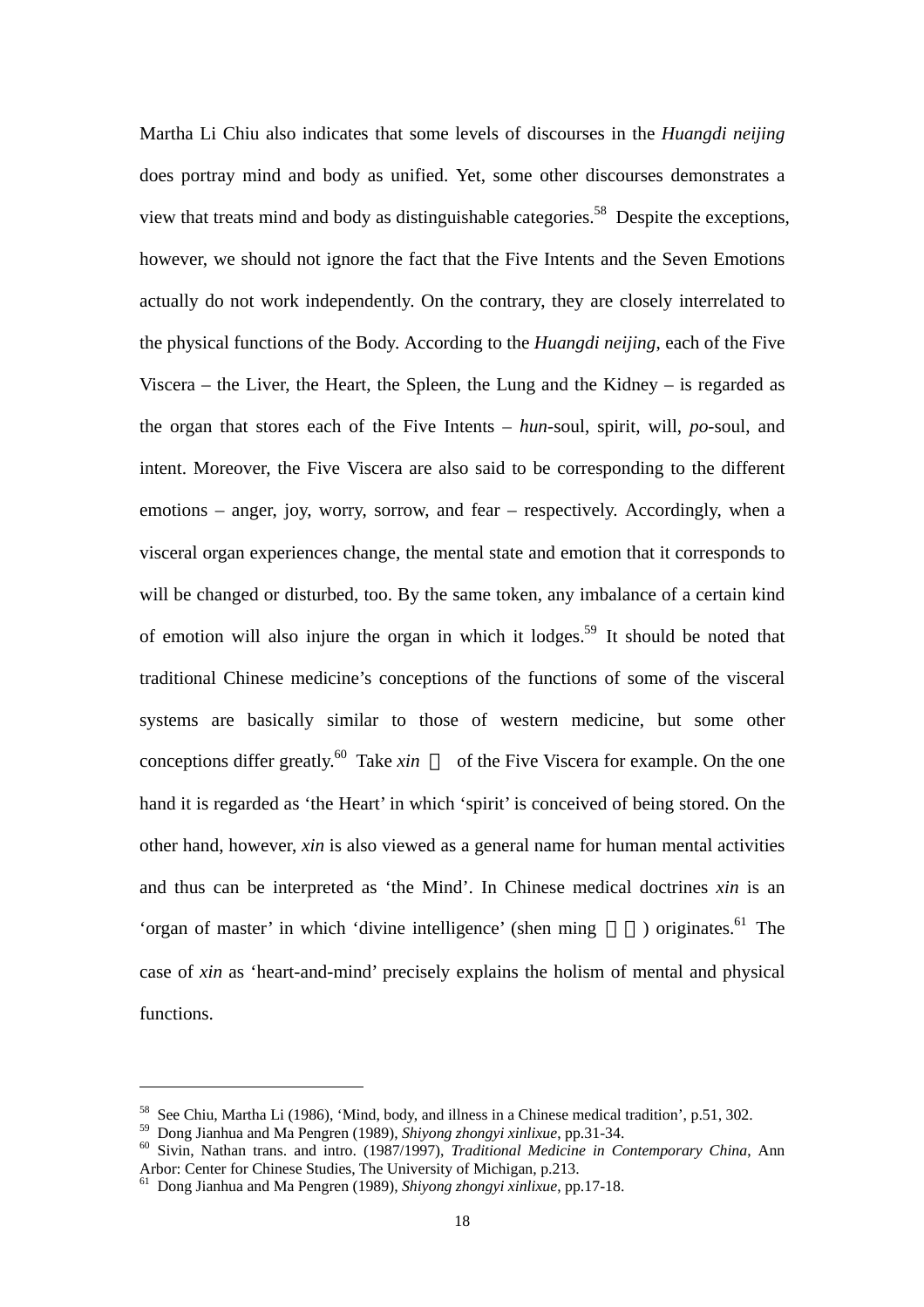Martha Li Chiu also indicates that some levels of discourses in the *Huangdi neijing* does portray mind and body as unified. Yet, some other discourses demonstrates a view that treats mind and body as distinguishable categories.[58] Despite the exceptions, however, we should not ignore the fact that the Five Intents and the Seven Emotions actually do not work independently. On the contrary, they are closely interrelated to the physical functions of the Body. According to the *Huangdi neijing*, each of the Five Viscera – the Liver, the Heart, the Spleen, the Lung and the Kidney – is regarded as the organ that stores each of the Five Intents – *hun*-soul, spirit, will, *po*-soul, and intent. Moreover, the Five Viscera are also said to be corresponding to the different emotions – anger, joy, worry, sorrow, and fear – respectively. Accordingly, when a visceral organ experiences change, the mental state and emotion that it corresponds to will be changed or disturbed, too. By the same token, any imbalance of a certain kind of emotion will also injure the organ in which it lodges.[59] It should be noted that traditional Chinese medicine's conceptions of the functions of some of the visceral systems are basically similar to those of western medicine, but some other conceptions differ greatly.[60] Take *xin* 心 of the Five Viscera for example. On the one hand it is regarded as 'the Heart' in which 'spirit' is conceived of being stored. On the other hand, however, *xin* is also viewed as a general name for human mental activities and thus can be interpreted as 'the Mind'. In Chinese medical doctrines *xin* is an 'organ of master' in which 'divine intelligence' (shen ming 神明) originates.[61] The case of *xin* as 'heart-and-mind' precisely explains the holism of mental and physical functions.

---

[58] See Chiu, Martha Li (1986), 'Mind, body, and illness in a Chinese medical tradition', p.51, 302.

[59] Dong Jianhua and Ma Pengren (1989), *Shiyong zhongyi xinlixue*, pp.31-34.

[60] Sivin, Nathan trans. and intro. (1987/1997), *Traditional Medicine in Contemporary China*, Ann Arbor: Center for Chinese Studies, The University of Michigan, p.213.

[61] Dong Jianhua and Ma Pengren (1989), *Shiyong zhongyi xinlixue*, pp.17-18.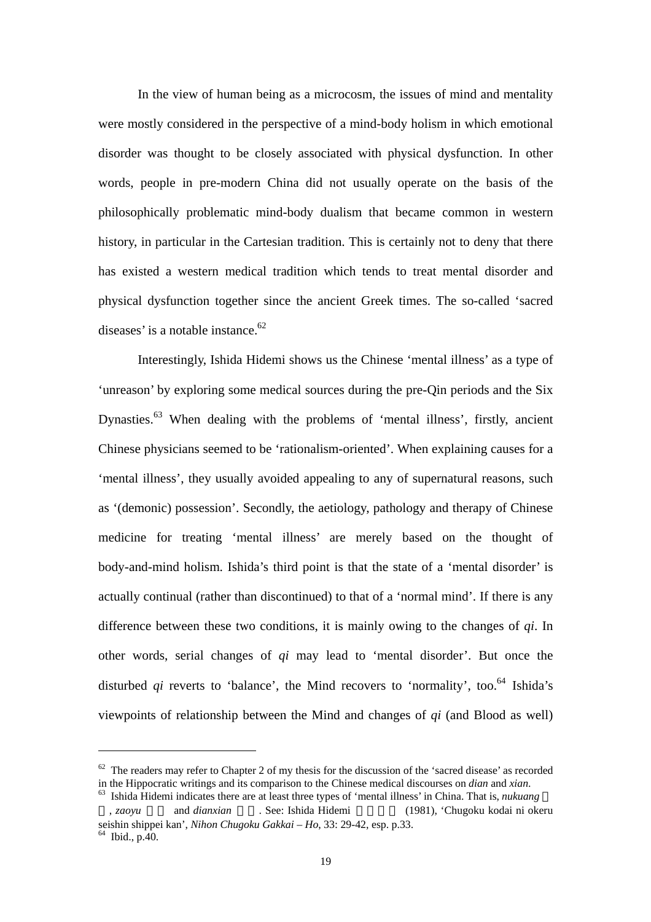In the view of human being as a microcosm, the issues of mind and mentality were mostly considered in the perspective of a mind-body holism in which emotional disorder was thought to be closely associated with physical dysfunction. In other words, people in pre-modern China did not usually operate on the basis of the philosophically problematic mind-body dualism that became common in western history, in particular in the Cartesian tradition. This is certainly not to deny that there has existed a western medical tradition which tends to treat mental disorder and physical dysfunction together since the ancient Greek times. The so-called 'sacred diseases' is a notable instance.[62]

Interestingly, Ishida Hidemi shows us the Chinese 'mental illness' as a type of 'unreason' by exploring some medical sources during the pre-Qin periods and the Six Dynasties.[63] When dealing with the problems of 'mental illness', firstly, ancient Chinese physicians seemed to be 'rationalism-oriented'. When explaining causes for a 'mental illness', they usually avoided appealing to any of supernatural reasons, such as '(demonic) possession'. Secondly, the aetiology, pathology and therapy of Chinese medicine for treating 'mental illness' are merely based on the thought of body-and-mind holism. Ishida's third point is that the state of a 'mental disorder' is actually continual (rather than discontinued) to that of a 'normal mind'. If there is any difference between these two conditions, it is mainly owing to the changes of *qi*. In other words, serial changes of *qi* may lead to 'mental disorder'. But once the disturbed *qi* reverts to 'balance', the Mind recovers to 'normality', too.[64] Ishida's viewpoints of relationship between the Mind and changes of *qi* (and Blood as well)

---

[62] The readers may refer to Chapter 2 of my thesis for the discussion of the 'sacred disease' as recorded in the Hippocratic writings and its comparison to the Chinese medical discourses on *dian* and *xian*.

[63] Ishida Hidemi indicates there are at least three types of 'mental illness' in China. That is, *nukuang* 怒狂, *zaoyu* 躁鬱 and *dianxian* 癲癇. See: Ishida Hidemi 石田秀實 (1981), 'Chugoku kodai ni okeru seishin shippei kan', *Nihon Chugoku Gakkai – Ho*, 33: 29-42, esp. p.33.

[64] Ibid., p.40.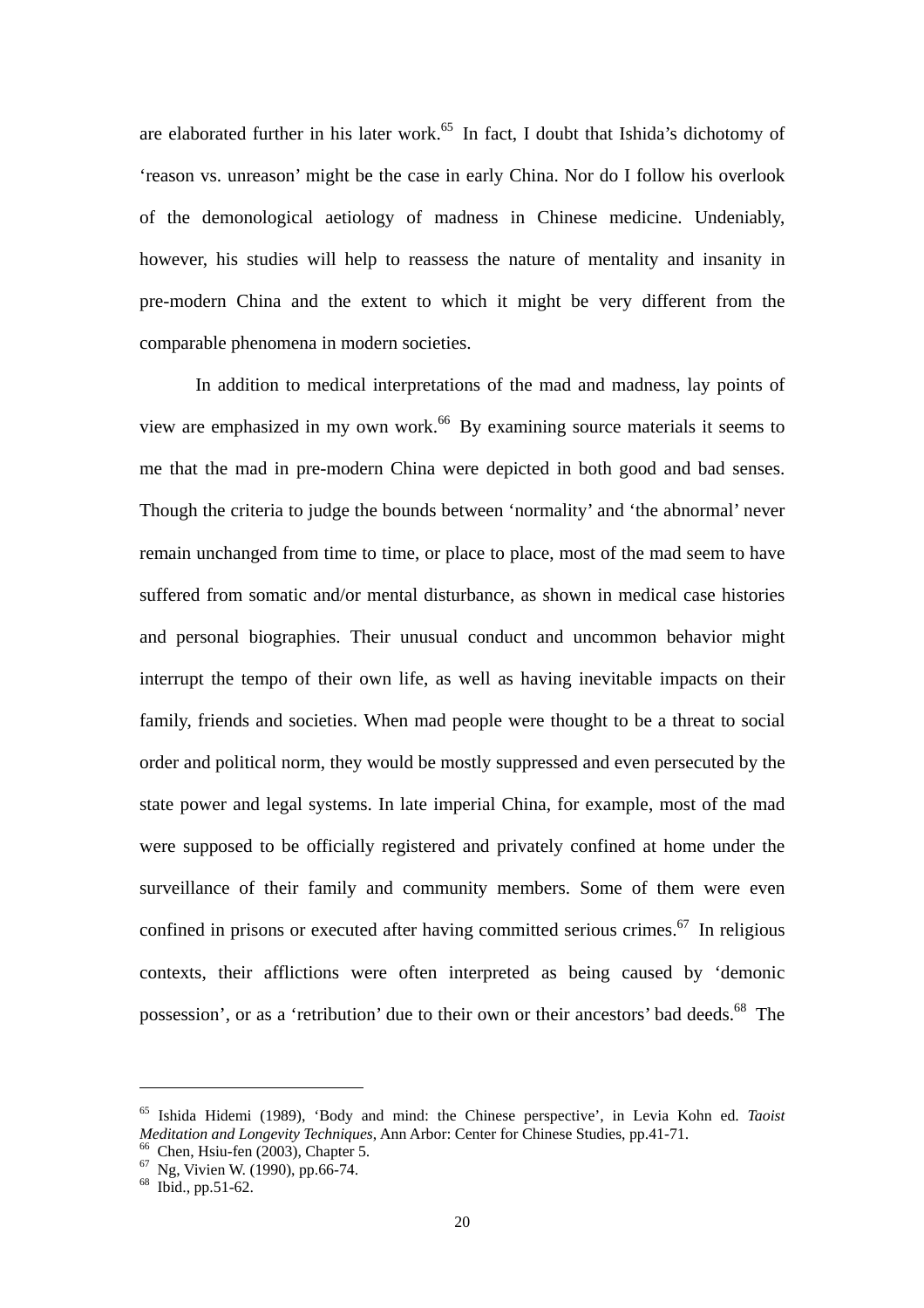are elaborated further in his later work.[65] In fact, I doubt that Ishida's dichotomy of 'reason vs. unreason' might be the case in early China. Nor do I follow his overlook of the demonological aetiology of madness in Chinese medicine. Undeniably, however, his studies will help to reassess the nature of mentality and insanity in pre-modern China and the extent to which it might be very different from the comparable phenomena in modern societies.

In addition to medical interpretations of the mad and madness, lay points of view are emphasized in my own work.[66] By examining source materials it seems to me that the mad in pre-modern China were depicted in both good and bad senses. Though the criteria to judge the bounds between 'normality' and 'the abnormal' never remain unchanged from time to time, or place to place, most of the mad seem to have suffered from somatic and/or mental disturbance, as shown in medical case histories and personal biographies. Their unusual conduct and uncommon behavior might interrupt the tempo of their own life, as well as having inevitable impacts on their family, friends and societies. When mad people were thought to be a threat to social order and political norm, they would be mostly suppressed and even persecuted by the state power and legal systems. In late imperial China, for example, most of the mad were supposed to be officially registered and privately confined at home under the surveillance of their family and community members. Some of them were even confined in prisons or executed after having committed serious crimes.[67] In religious contexts, their afflictions were often interpreted as being caused by 'demonic possession', or as a 'retribution' due to their own or their ancestors' bad deeds.[68] The

---

[65] Ishida Hidemi (1989), 'Body and mind: the Chinese perspective', in Levia Kohn ed. *Taoist Meditation and Longevity Techniques*, Ann Arbor: Center for Chinese Studies, pp.41-71.

[66] Chen, Hsiu-fen (2003), Chapter 5.

[67] Ng, Vivien W. (1990), pp.66-74.

[68] Ibid., pp.51-62.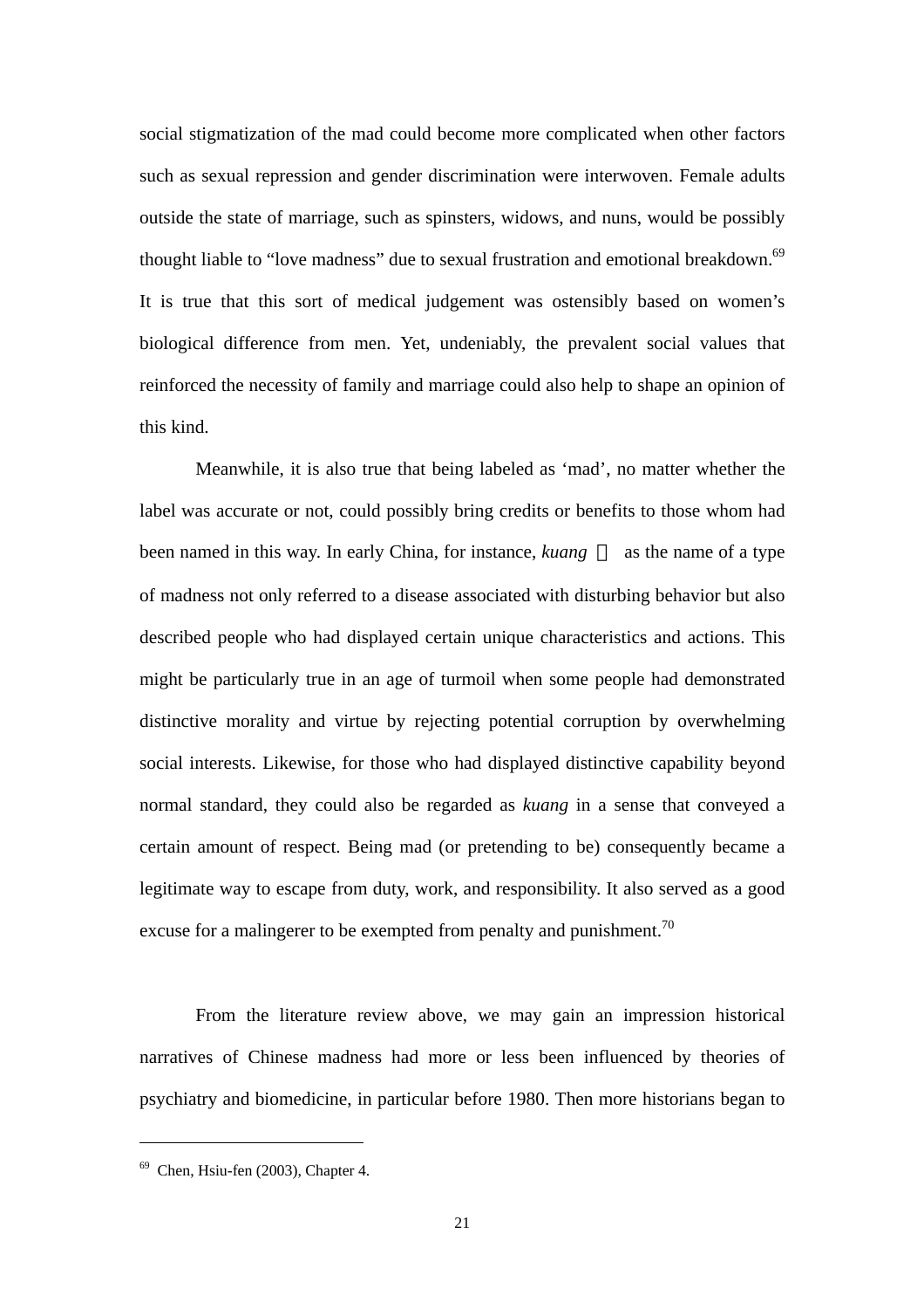social stigmatization of the mad could become more complicated when other factors such as sexual repression and gender discrimination were interwoven. Female adults outside the state of marriage, such as spinsters, widows, and nuns, would be possibly thought liable to "love madness" due to sexual frustration and emotional breakdown.[69] It is true that this sort of medical judgement was ostensibly based on women's biological difference from men. Yet, undeniably, the prevalent social values that reinforced the necessity of family and marriage could also help to shape an opinion of this kind.

Meanwhile, it is also true that being labeled as 'mad', no matter whether the label was accurate or not, could possibly bring credits or benefits to those whom had been named in this way. In early China, for instance, *kuang* 狂 as the name of a type of madness not only referred to a disease associated with disturbing behavior but also described people who had displayed certain unique characteristics and actions. This might be particularly true in an age of turmoil when some people had demonstrated distinctive morality and virtue by rejecting potential corruption by overwhelming social interests. Likewise, for those who had displayed distinctive capability beyond normal standard, they could also be regarded as *kuang* in a sense that conveyed a certain amount of respect. Being mad (or pretending to be) consequently became a legitimate way to escape from duty, work, and responsibility. It also served as a good excuse for a malingerer to be exempted from penalty and punishment.[70]

From the literature review above, we may gain an impression historical narratives of Chinese madness had more or less been influenced by theories of psychiatry and biomedicine, in particular before 1980. Then more historians began to

---

[69] Chen, Hsiu-fen (2003), Chapter 4.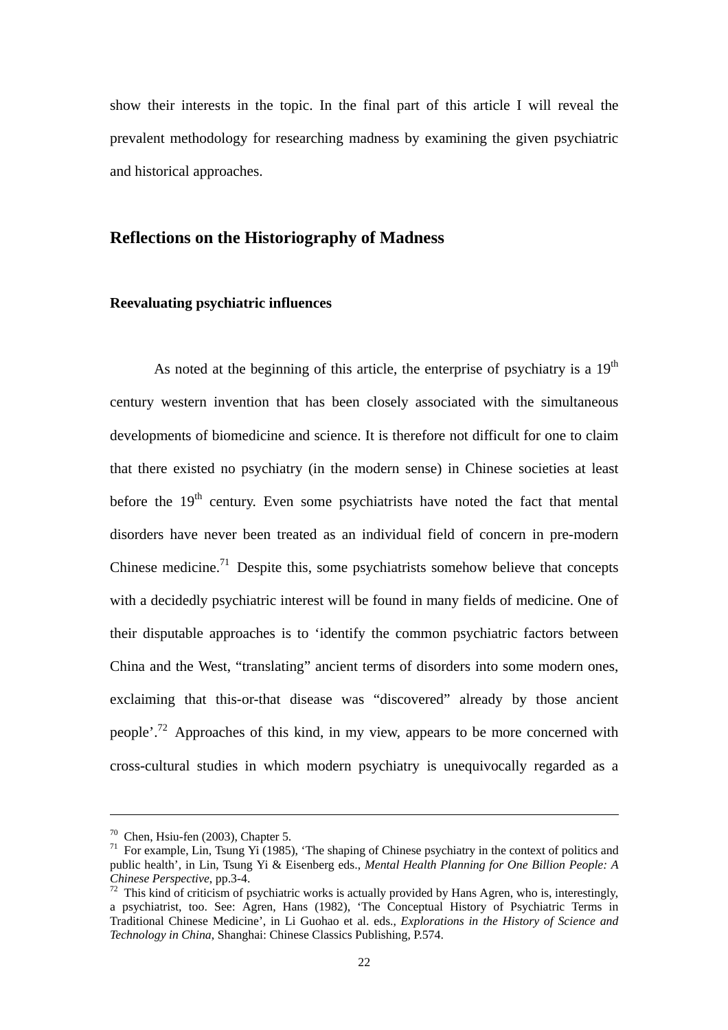show their interests in the topic. In the final part of this article I will reveal the prevalent methodology for researching madness by examining the given psychiatric and historical approaches.

## Reflections on the Historiography of Madness

### Reevaluating psychiatric influences

As noted at the beginning of this article, the enterprise of psychiatry is a 19th century western invention that has been closely associated with the simultaneous developments of biomedicine and science. It is therefore not difficult for one to claim that there existed no psychiatry (in the modern sense) in Chinese societies at least before the 19th century. Even some psychiatrists have noted the fact that mental disorders have never been treated as an individual field of concern in pre-modern Chinese medicine.[71] Despite this, some psychiatrists somehow believe that concepts with a decidedly psychiatric interest will be found in many fields of medicine. One of their disputable approaches is to 'identify the common psychiatric factors between China and the West, "translating" ancient terms of disorders into some modern ones, exclaiming that this-or-that disease was "discovered" already by those ancient people'.[72] Approaches of this kind, in my view, appears to be more concerned with cross-cultural studies in which modern psychiatry is unequivocally regarded as a

---

[70] Chen, Hsiu-fen (2003), Chapter 5.

[71] For example, Lin, Tsung Yi (1985), 'The shaping of Chinese psychiatry in the context of politics and public health', in Lin, Tsung Yi & Eisenberg eds., *Mental Health Planning for One Billion People: A Chinese Perspective*, pp.3-4.

[72] This kind of criticism of psychiatric works is actually provided by Hans Agren, who is, interestingly, a psychiatrist, too. See: Agren, Hans (1982), 'The Conceptual History of Psychiatric Terms in Traditional Chinese Medicine', in Li Guohao et al. eds., *Explorations in the History of Science and Technology in China*, Shanghai: Chinese Classics Publishing, P.574.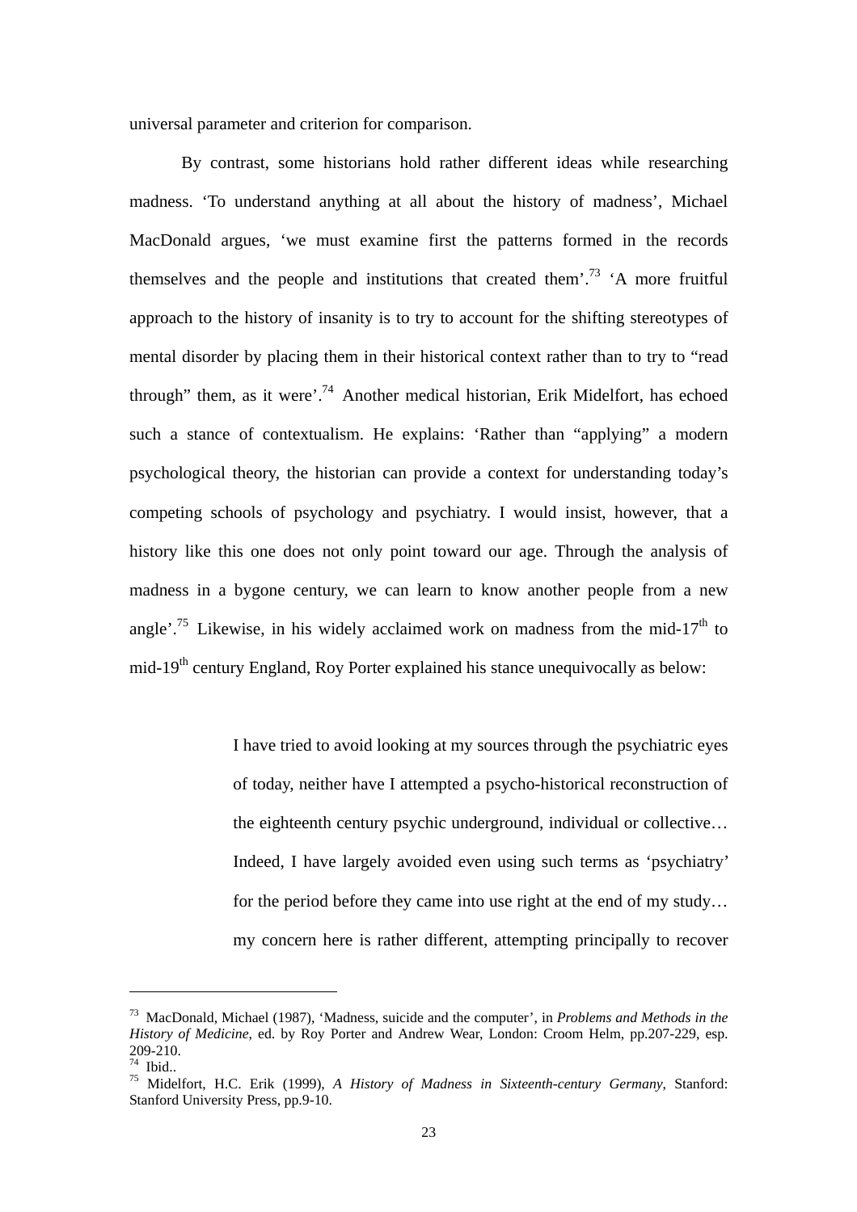universal parameter and criterion for comparison.

By contrast, some historians hold rather different ideas while researching madness. ‘To understand anything at all about the history of madness’, Michael MacDonald argues, ‘we must examine first the patterns formed in the records themselves and the people and institutions that created them’.[73] ‘A more fruitful approach to the history of insanity is to try to account for the shifting stereotypes of mental disorder by placing them in their historical context rather than to try to “read through” them, as it were’.[74] Another medical historian, Erik Midelfort, has echoed such a stance of contextualism. He explains: ‘Rather than “applying” a modern psychological theory, the historian can provide a context for understanding today’s competing schools of psychology and psychiatry. I would insist, however, that a history like this one does not only point toward our age. Through the analysis of madness in a bygone century, we can learn to know another people from a new angle’.[75] Likewise, in his widely acclaimed work on madness from the mid-17th to mid-19th century England, Roy Porter explained his stance unequivocally as below:

> I have tried to avoid looking at my sources through the psychiatric eyes of today, neither have I attempted a psycho-historical reconstruction of the eighteenth century psychic underground, individual or collective… Indeed, I have largely avoided even using such terms as ‘psychiatry’ for the period before they came into use right at the end of my study… my concern here is rather different, attempting principally to recover

---

[73] MacDonald, Michael (1987), ‘Madness, suicide and the computer’, in *Problems and Methods in the History of Medicine*, ed. by Roy Porter and Andrew Wear, London: Croom Helm, pp.207-229, esp. 209-210.

[74] Ibid..

[75] Midelfort, H.C. Erik (1999), *A History of Madness in Sixteenth-century Germany*, Stanford: Stanford University Press, pp.9-10.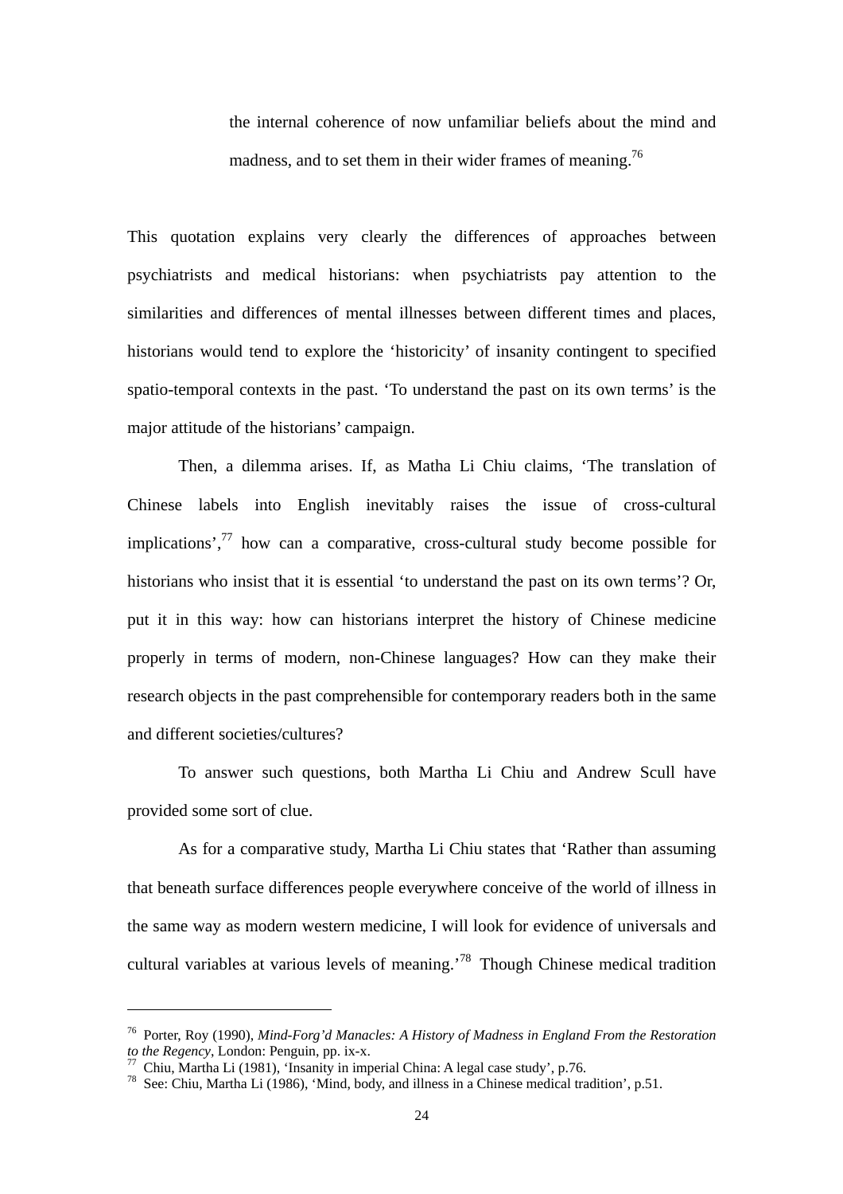> the internal coherence of now unfamiliar beliefs about the mind and madness, and to set them in their wider frames of meaning.[76]

This quotation explains very clearly the differences of approaches between psychiatrists and medical historians: when psychiatrists pay attention to the similarities and differences of mental illnesses between different times and places, historians would tend to explore the 'historicity' of insanity contingent to specified spatio-temporal contexts in the past. 'To understand the past on its own terms' is the major attitude of the historians' campaign.

Then, a dilemma arises. If, as Matha Li Chiu claims, 'The translation of Chinese labels into English inevitably raises the issue of cross-cultural implications',[77] how can a comparative, cross-cultural study become possible for historians who insist that it is essential 'to understand the past on its own terms'? Or, put it in this way: how can historians interpret the history of Chinese medicine properly in terms of modern, non-Chinese languages? How can they make their research objects in the past comprehensible for contemporary readers both in the same and different societies/cultures?

To answer such questions, both Martha Li Chiu and Andrew Scull have provided some sort of clue.

As for a comparative study, Martha Li Chiu states that 'Rather than assuming that beneath surface differences people everywhere conceive of the world of illness in the same way as modern western medicine, I will look for evidence of universals and cultural variables at various levels of meaning.'[78] Though Chinese medical tradition

---

[76] Porter, Roy (1990), *Mind-Forg'd Manacles: A History of Madness in England From the Restoration to the Regency*, London: Penguin, pp. ix-x.

[77] Chiu, Martha Li (1981), 'Insanity in imperial China: A legal case study', p.76.

[78] See: Chiu, Martha Li (1986), 'Mind, body, and illness in a Chinese medical tradition', p.51.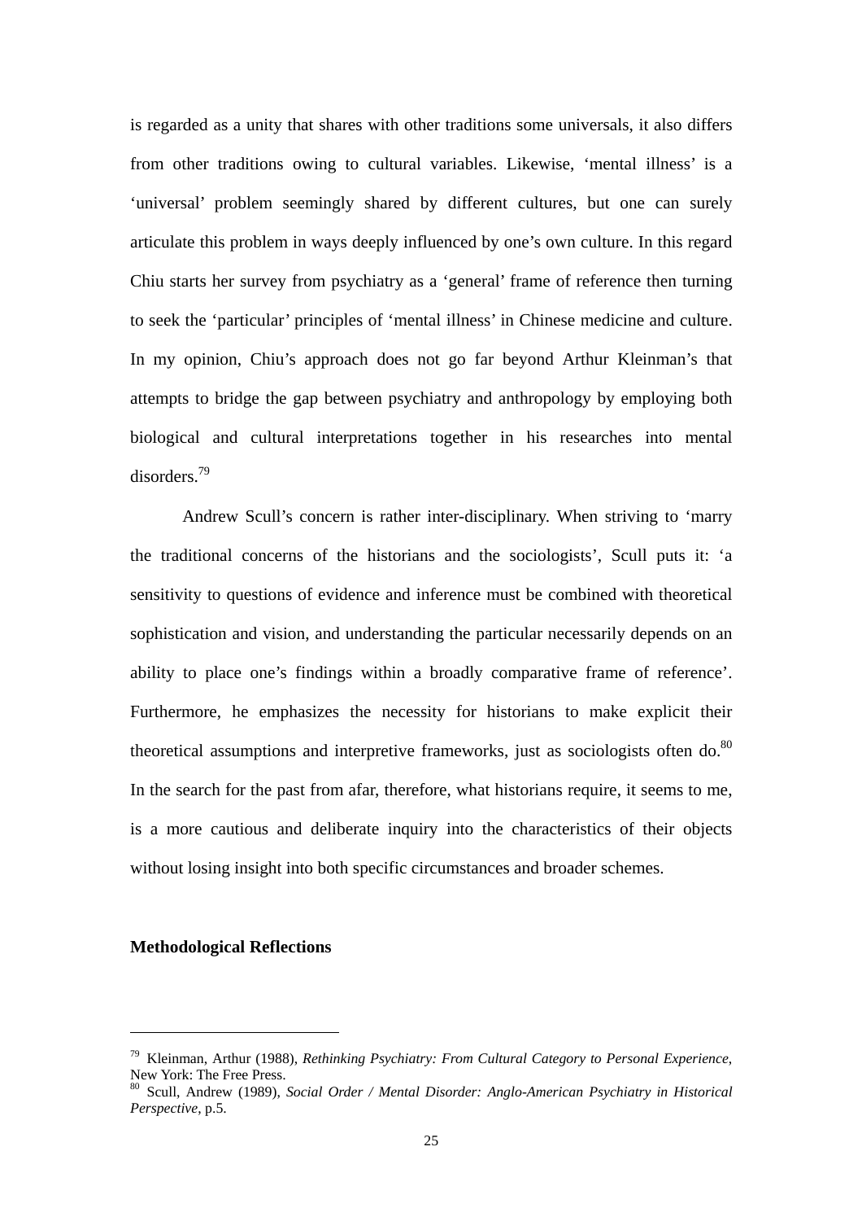is regarded as a unity that shares with other traditions some universals, it also differs from other traditions owing to cultural variables. Likewise, 'mental illness' is a 'universal' problem seemingly shared by different cultures, but one can surely articulate this problem in ways deeply influenced by one's own culture. In this regard Chiu starts her survey from psychiatry as a 'general' frame of reference then turning to seek the 'particular' principles of 'mental illness' in Chinese medicine and culture. In my opinion, Chiu's approach does not go far beyond Arthur Kleinman's that attempts to bridge the gap between psychiatry and anthropology by employing both biological and cultural interpretations together in his researches into mental disorders.[79]

Andrew Scull's concern is rather inter-disciplinary. When striving to 'marry the traditional concerns of the historians and the sociologists', Scull puts it: 'a sensitivity to questions of evidence and inference must be combined with theoretical sophistication and vision, and understanding the particular necessarily depends on an ability to place one's findings within a broadly comparative frame of reference'. Furthermore, he emphasizes the necessity for historians to make explicit their theoretical assumptions and interpretive frameworks, just as sociologists often do.[80] In the search for the past from afar, therefore, what historians require, it seems to me, is a more cautious and deliberate inquiry into the characteristics of their objects without losing insight into both specific circumstances and broader schemes.

**Methodological Reflections**

---

[79] Kleinman, Arthur (1988), *Rethinking Psychiatry: From Cultural Category to Personal Experience*, New York: The Free Press.

[80] Scull, Andrew (1989), *Social Order / Mental Disorder: Anglo-American Psychiatry in Historical Perspective*, p.5.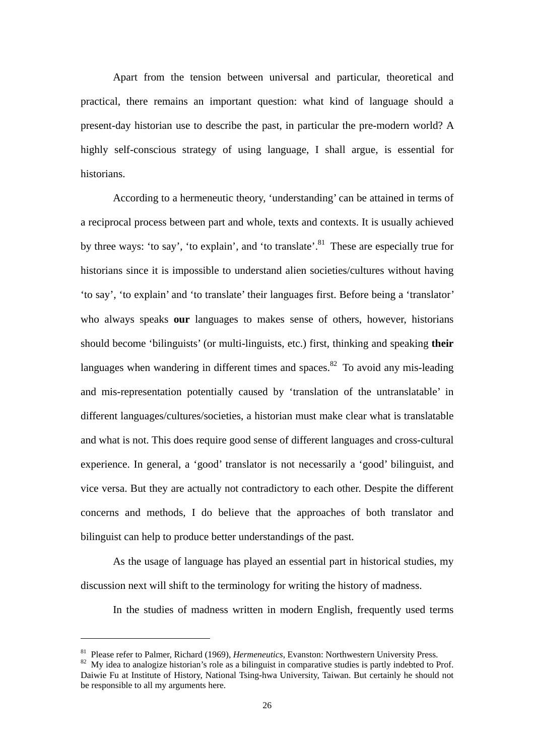Apart from the tension between universal and particular, theoretical and practical, there remains an important question: what kind of language should a present-day historian use to describe the past, in particular the pre-modern world? A highly self-conscious strategy of using language, I shall argue, is essential for historians.

According to a hermeneutic theory, 'understanding' can be attained in terms of a reciprocal process between part and whole, texts and contexts. It is usually achieved by three ways: 'to say', 'to explain', and 'to translate'.[81] These are especially true for historians since it is impossible to understand alien societies/cultures without having 'to say', 'to explain' and 'to translate' their languages first. Before being a 'translator' who always speaks **our** languages to makes sense of others, however, historians should become 'bilinguists' (or multi-linguists, etc.) first, thinking and speaking **their** languages when wandering in different times and spaces.[82] To avoid any mis-leading and mis-representation potentially caused by 'translation of the untranslatable' in different languages/cultures/societies, a historian must make clear what is translatable and what is not. This does require good sense of different languages and cross-cultural experience. In general, a 'good' translator is not necessarily a 'good' bilinguist, and vice versa. But they are actually not contradictory to each other. Despite the different concerns and methods, I do believe that the approaches of both translator and bilinguist can help to produce better understandings of the past.

As the usage of language has played an essential part in historical studies, my discussion next will shift to the terminology for writing the history of madness.

In the studies of madness written in modern English, frequently used terms

---

[81] Please refer to Palmer, Richard (1969), *Hermeneutics*, Evanston: Northwestern University Press.

[82] My idea to analogize historian's role as a bilinguist in comparative studies is partly indebted to Prof. Daiwie Fu at Institute of History, National Tsing-hwa University, Taiwan. But certainly he should not be responsible to all my arguments here.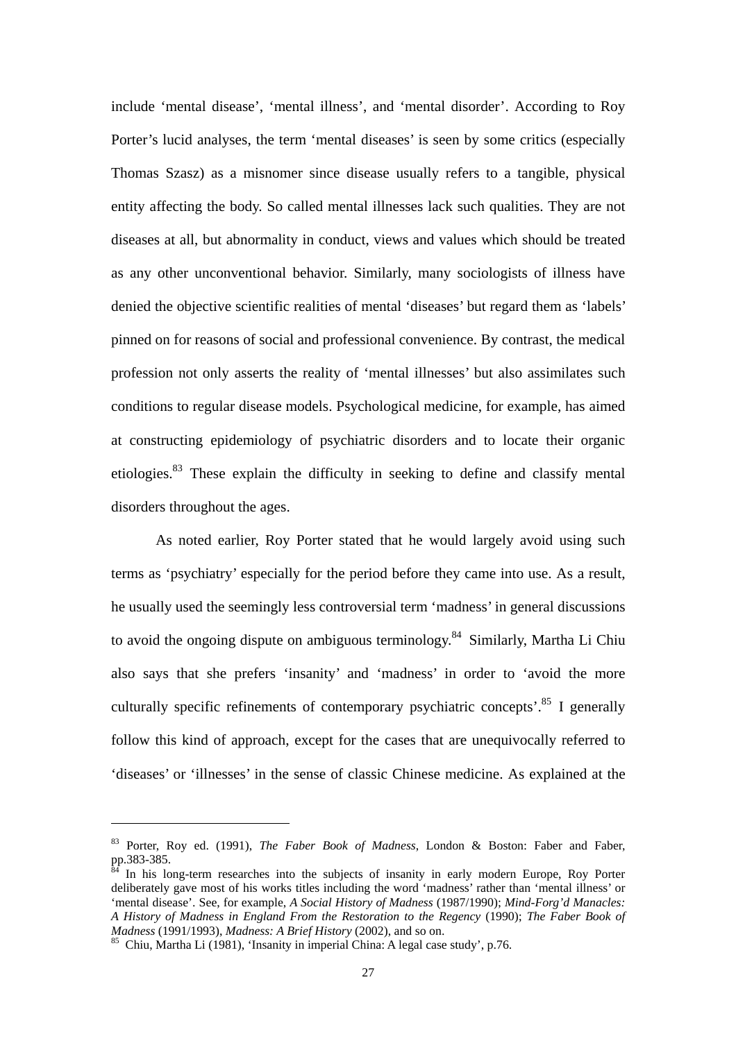include ‘mental disease’, ‘mental illness’, and ‘mental disorder’. According to Roy Porter’s lucid analyses, the term ‘mental diseases’ is seen by some critics (especially Thomas Szasz) as a misnomer since disease usually refers to a tangible, physical entity affecting the body. So called mental illnesses lack such qualities. They are not diseases at all, but abnormality in conduct, views and values which should be treated as any other unconventional behavior. Similarly, many sociologists of illness have denied the objective scientific realities of mental ‘diseases’ but regard them as ‘labels’ pinned on for reasons of social and professional convenience. By contrast, the medical profession not only asserts the reality of ‘mental illnesses’ but also assimilates such conditions to regular disease models. Psychological medicine, for example, has aimed at constructing epidemiology of psychiatric disorders and to locate their organic etiologies.[83] These explain the difficulty in seeking to define and classify mental disorders throughout the ages.

As noted earlier, Roy Porter stated that he would largely avoid using such terms as ‘psychiatry’ especially for the period before they came into use. As a result, he usually used the seemingly less controversial term ‘madness’ in general discussions to avoid the ongoing dispute on ambiguous terminology.[84] Similarly, Martha Li Chiu also says that she prefers ‘insanity’ and ‘madness’ in order to ‘avoid the more culturally specific refinements of contemporary psychiatric concepts’.[85] I generally follow this kind of approach, except for the cases that are unequivocally referred to ‘diseases’ or ‘illnesses’ in the sense of classic Chinese medicine. As explained at the

---

[83] Porter, Roy ed. (1991), *The Faber Book of Madness*, London & Boston: Faber and Faber, pp.383-385.

[84] In his long-term researches into the subjects of insanity in early modern Europe, Roy Porter deliberately gave most of his works titles including the word ‘madness’ rather than ‘mental illness’ or ‘mental disease’. See, for example, *A Social History of Madness* (1987/1990); *Mind-Forg’d Manacles: A History of Madness in England From the Restoration to the Regency* (1990); *The Faber Book of Madness* (1991/1993), *Madness: A Brief History* (2002), and so on.

[85] Chiu, Martha Li (1981), ‘Insanity in imperial China: A legal case study’, p.76.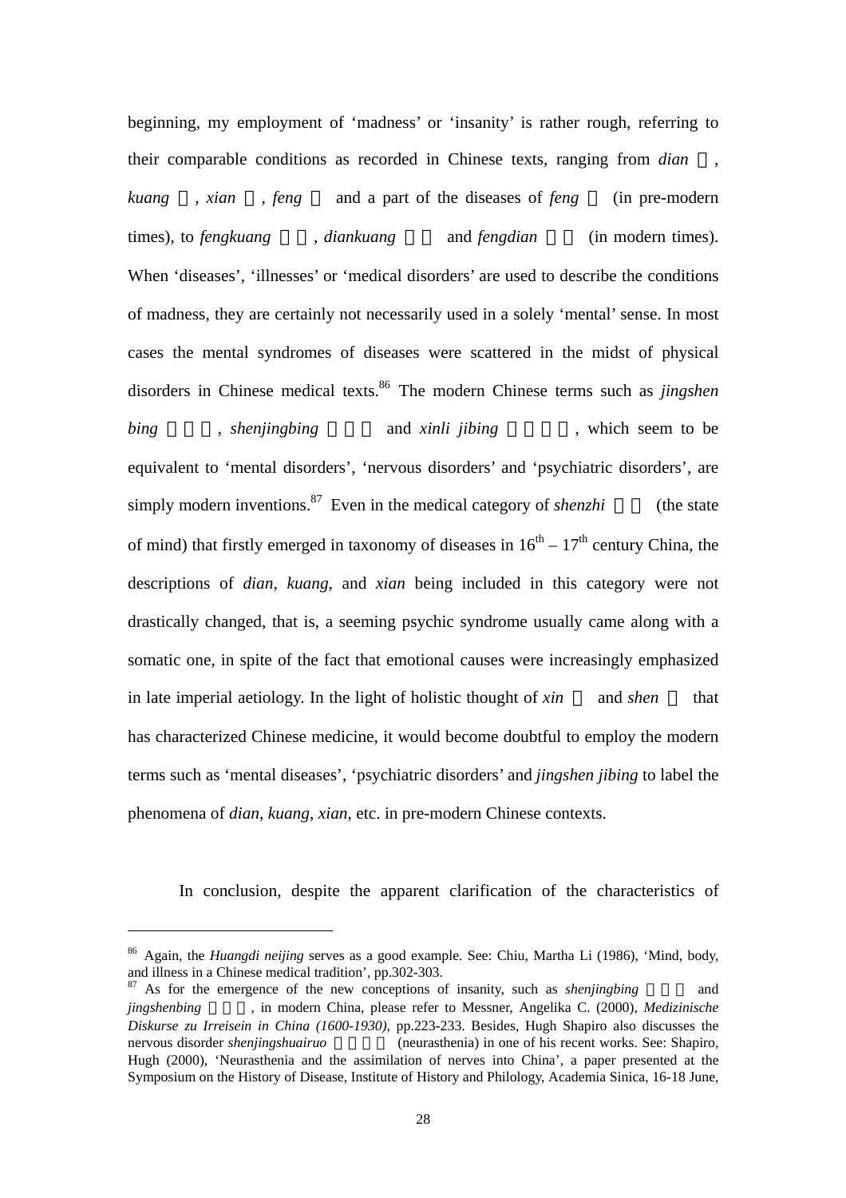beginning, my employment of 'madness' or 'insanity' is rather rough, referring to their comparable conditions as recorded in Chinese texts, ranging from *dian* , *kuang* , *xian* , *feng* and a part of the diseases of *feng* (in pre-modern times), to *fengkuang* , *diankuang* and *fengdian* (in modern times). When 'diseases', 'illnesses' or 'medical disorders' are used to describe the conditions of madness, they are certainly not necessarily used in a solely 'mental' sense. In most cases the mental syndromes of diseases were scattered in the midst of physical disorders in Chinese medical texts.[86] The modern Chinese terms such as *jingshen bing* , *shenjingbing* and *xinli jibing* , which seem to be equivalent to 'mental disorders', 'nervous disorders' and 'psychiatric disorders', are simply modern inventions.[87] Even in the medical category of *shenzhi* (the state of mind) that firstly emerged in taxonomy of diseases in $16^{th}$ – $17^{th}$ century China, the descriptions of *dian*, *kuang*, and *xian* being included in this category were not drastically changed, that is, a seeming psychic syndrome usually came along with a somatic one, in spite of the fact that emotional causes were increasingly emphasized in late imperial aetiology. In the light of holistic thought of *xin* and *shen* that has characterized Chinese medicine, it would become doubtful to employ the modern terms such as 'mental diseases', 'psychiatric disorders' and *jingshen jibing* to label the phenomena of *dian*, *kuang*, *xian*, etc. in pre-modern Chinese contexts.

In conclusion, despite the apparent clarification of the characteristics of

---

[86] Again, the *Huangdi neijing* serves as a good example. See: Chiu, Martha Li (1986), 'Mind, body, and illness in a Chinese medical tradition', pp.302-303.

[87] As for the emergence of the new conceptions of insanity, such as *shenjingbing* and *jingshenbing* , in modern China, please refer to Messner, Angelika C. (2000), *Medizinische Diskurse zu Irreisein in China (1600-1930)*, pp.223-233. Besides, Hugh Shapiro also discusses the nervous disorder *shenjingshuairuo* (neurasthenia) in one of his recent works. See: Shapiro, Hugh (2000), 'Neurasthenia and the assimilation of nerves into China', a paper presented at the Symposium on the History of Disease, Institute of History and Philology, Academia Sinica, 16-18 June,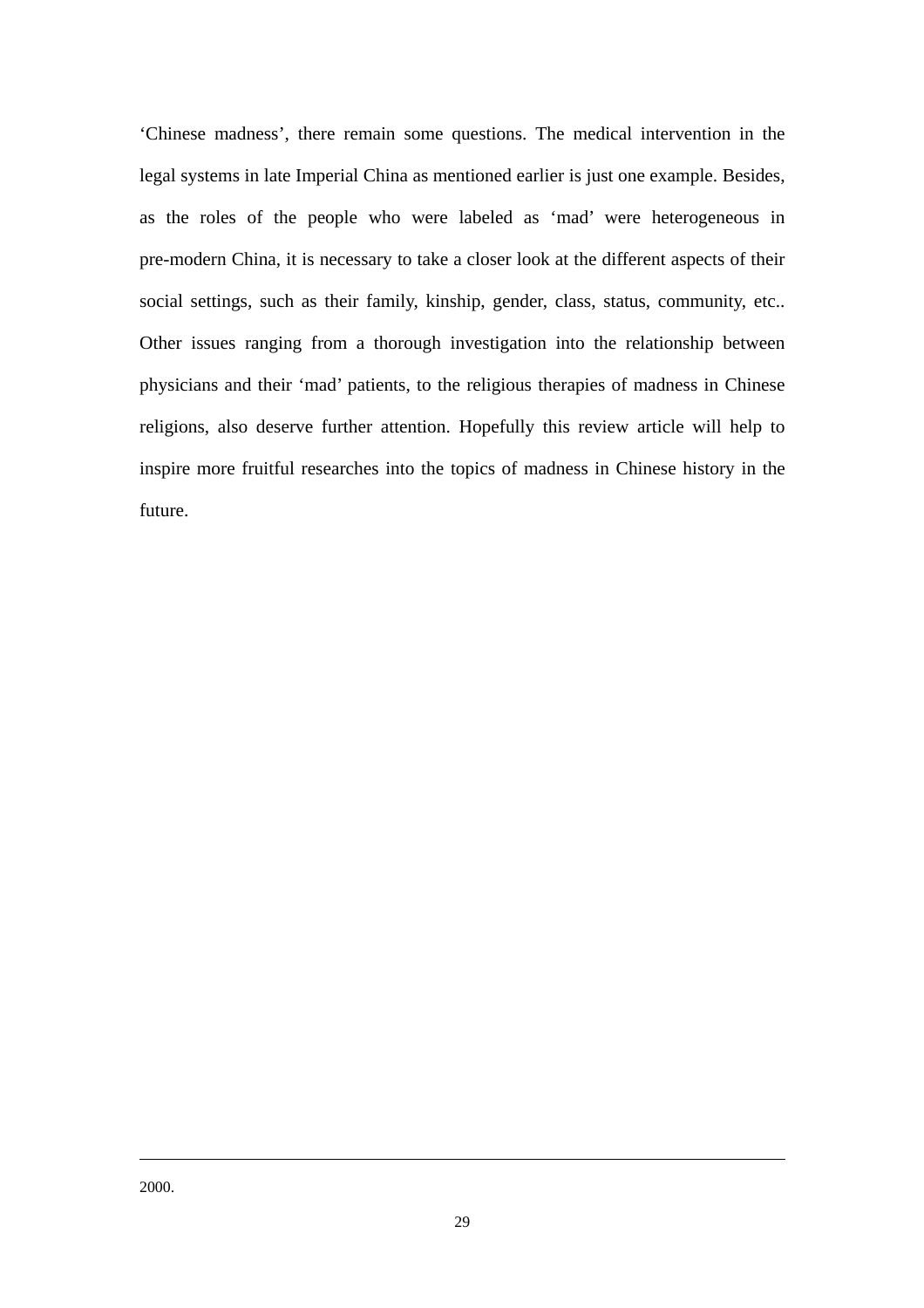'Chinese madness', there remain some questions. The medical intervention in the legal systems in late Imperial China as mentioned earlier is just one example. Besides, as the roles of the people who were labeled as 'mad' were heterogeneous in pre-modern China, it is necessary to take a closer look at the different aspects of their social settings, such as their family, kinship, gender, class, status, community, etc.. Other issues ranging from a thorough investigation into the relationship between physicians and their 'mad' patients, to the religious therapies of madness in Chinese religions, also deserve further attention. Hopefully this review article will help to inspire more fruitful researches into the topics of madness in Chinese history in the future.

---

2000.